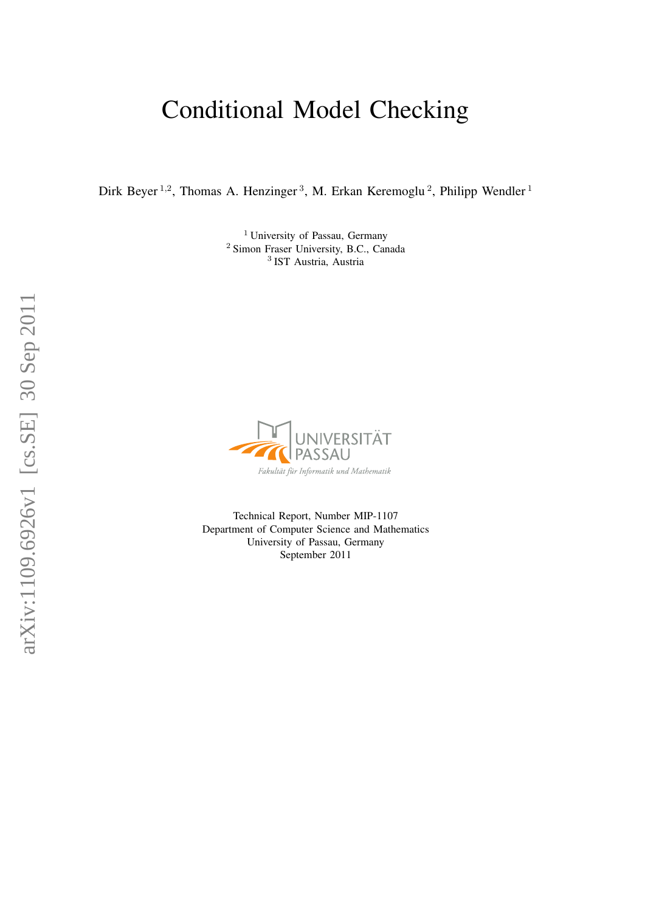# Conditional Model Checking

Dirk Beyer [1,2], Thomas A. Henzinger [3], M. Erkan Keremoglu [2], Philipp Wendler [1]

[1] University of Passau, Germany
[2] Simon Fraser University, B.C., Canada
[3] IST Austria, Austria

UNIVERSITÄT PASSAU
Fakultät für Informatik und Mathematik

Technical Report, Number MIP-1107
Department of Computer Science and Mathematics
University of Passau, Germany
September 2011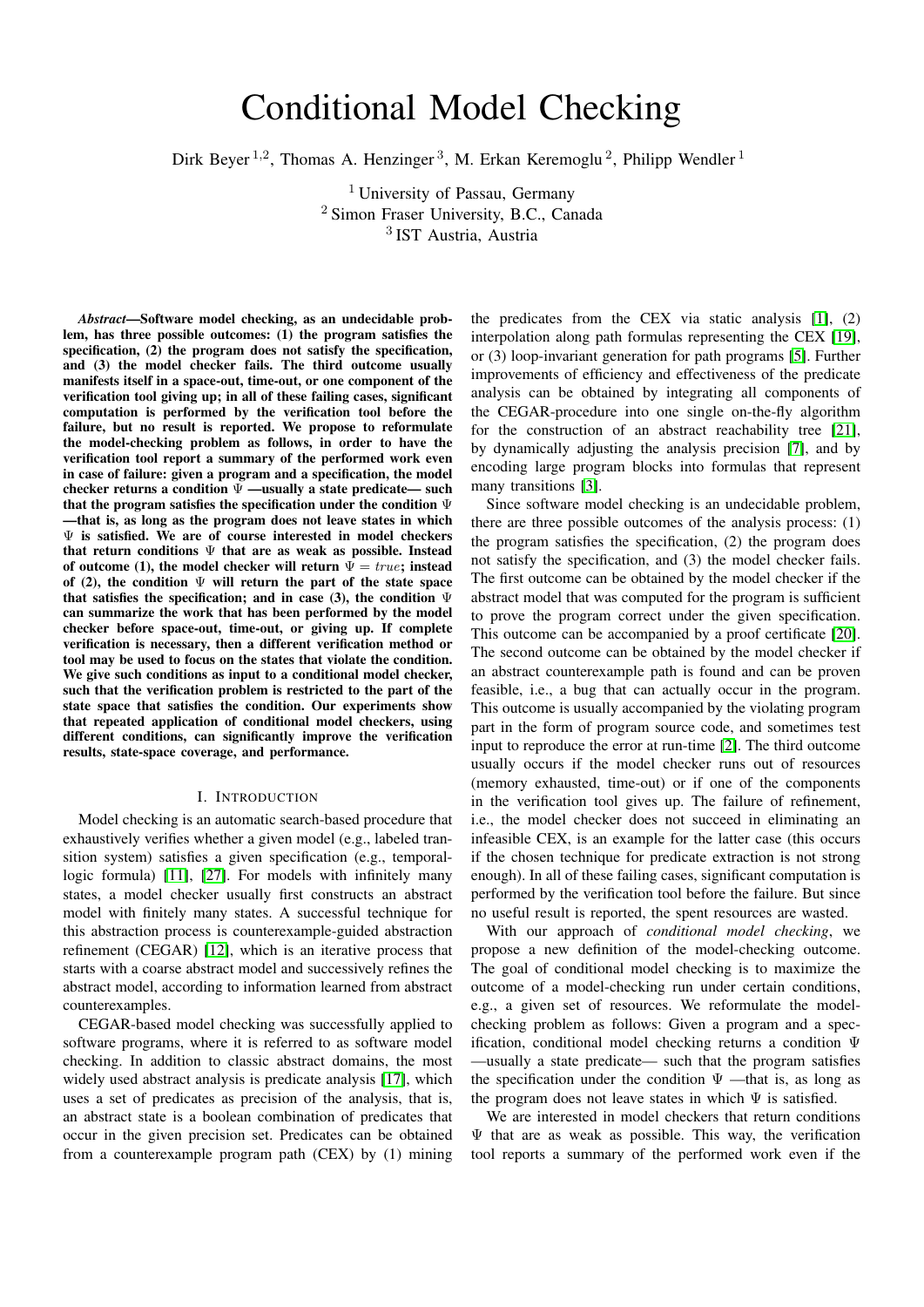# Conditional Model Checking

Dirk Beyer [1,2], Thomas A. Henzinger [3], M. Erkan Keremoglu [2], Philipp Wendler [1]

[1] University of Passau, Germany
[2] Simon Fraser University, B.C., Canada
[3] IST Austria, Austria

***Abstract*—Software model checking, as an undecidable problem, has three possible outcomes: (1) the program satisfies the specification, (2) the program does not satisfy the specification, and (3) the model checker fails. The third outcome usually manifests itself in a space-out, time-out, or one component of the verification tool giving up; in all of these failing cases, significant computation is performed by the verification tool before the failure, but no result is reported. We propose to reformulate the model-checking problem as follows, in order to have the verification tool report a summary of the performed work even in case of failure: given a program and a specification, the model checker returns a condition $\Psi$ —usually a state predicate— such that the program satisfies the specification under the condition $\Psi$ —that is, as long as the program does not leave states in which $\Psi$ is satisfied. We are of course interested in model checkers that return conditions $\Psi$ that are as weak as possible. Instead of outcome (1), the model checker will return $\Psi = true$; instead of (2), the condition $\Psi$ will return the part of the state space that satisfies the specification; and in case (3), the condition $\Psi$ can summarize the work that has been performed by the model checker before space-out, time-out, or giving up. If complete verification is necessary, then a different verification method or tool may be used to focus on the states that violate the condition. We give such conditions as input to a conditional model checker, such that the verification problem is restricted to the part of the state space that satisfies the condition. Our experiments show that repeated application of conditional model checkers, using different conditions, can significantly improve the verification results, state-space coverage, and performance.**

## I. Introduction

Model checking is an automatic search-based procedure that exhaustively verifies whether a given model (e.g., labeled transition system) satisfies a given specification (e.g., temporal-logic formula) [11], [27]. For models with infinitely many states, a model checker usually first constructs an abstract model with finitely many states. A successful technique for this abstraction process is counterexample-guided abstraction refinement (CEGAR) [12], which is an iterative process that starts with a coarse abstract model and successively refines the abstract model, according to information learned from abstract counterexamples.

CEGAR-based model checking was successfully applied to software programs, where it is referred to as software model checking. In addition to classic abstract domains, the most widely used abstract analysis is predicate analysis [17], which uses a set of predicates as precision of the analysis, that is, an abstract state is a boolean combination of predicates that occur in the given precision set. Predicates can be obtained from a counterexample program path (CEX) by (1) mining the predicates from the CEX via static analysis [1], (2) interpolation along path formulas representing the CEX [19], or (3) loop-invariant generation for path programs [5]. Further improvements of efficiency and effectiveness of the predicate analysis can be obtained by integrating all components of the CEGAR-procedure into one single on-the-fly algorithm for the construction of an abstract reachability tree [21], by dynamically adjusting the analysis precision [7], and by encoding large program blocks into formulas that represent many transitions [3].

Since software model checking is an undecidable problem, there are three possible outcomes of the analysis process: (1) the program satisfies the specification, (2) the program does not satisfy the specification, and (3) the model checker fails. The first outcome can be obtained by the model checker if the abstract model that was computed for the program is sufficient to prove the program correct under the given specification. This outcome can be accompanied by a proof certificate [20]. The second outcome can be obtained by the model checker if an abstract counterexample path is found and can be proven feasible, i.e., a bug that can actually occur in the program. This outcome is usually accompanied by the violating program part in the form of program source code, and sometimes test input to reproduce the error at run-time [2]. The third outcome usually occurs if the model checker runs out of resources (memory exhausted, time-out) or if one of the components in the verification tool gives up. The failure of refinement, i.e., the model checker does not succeed in eliminating an infeasible CEX, is an example for the latter case (this occurs if the chosen technique for predicate extraction is not strong enough). In all of these failing cases, significant computation is performed by the verification tool before the failure. But since no useful result is reported, the spent resources are wasted.

With our approach of *conditional model checking*, we propose a new definition of the model-checking outcome. The goal of conditional model checking is to maximize the outcome of a model-checking run under certain conditions, e.g., a given set of resources. We reformulate the model-checking problem as follows: Given a program and a specification, conditional model checking returns a condition $\Psi$ —usually a state predicate— such that the program satisfies the specification under the condition $\Psi$ —that is, as long as the program does not leave states in which $\Psi$ is satisfied.

We are interested in model checkers that return conditions $\Psi$ that are as weak as possible. This way, the verification tool reports a summary of the performed work even if the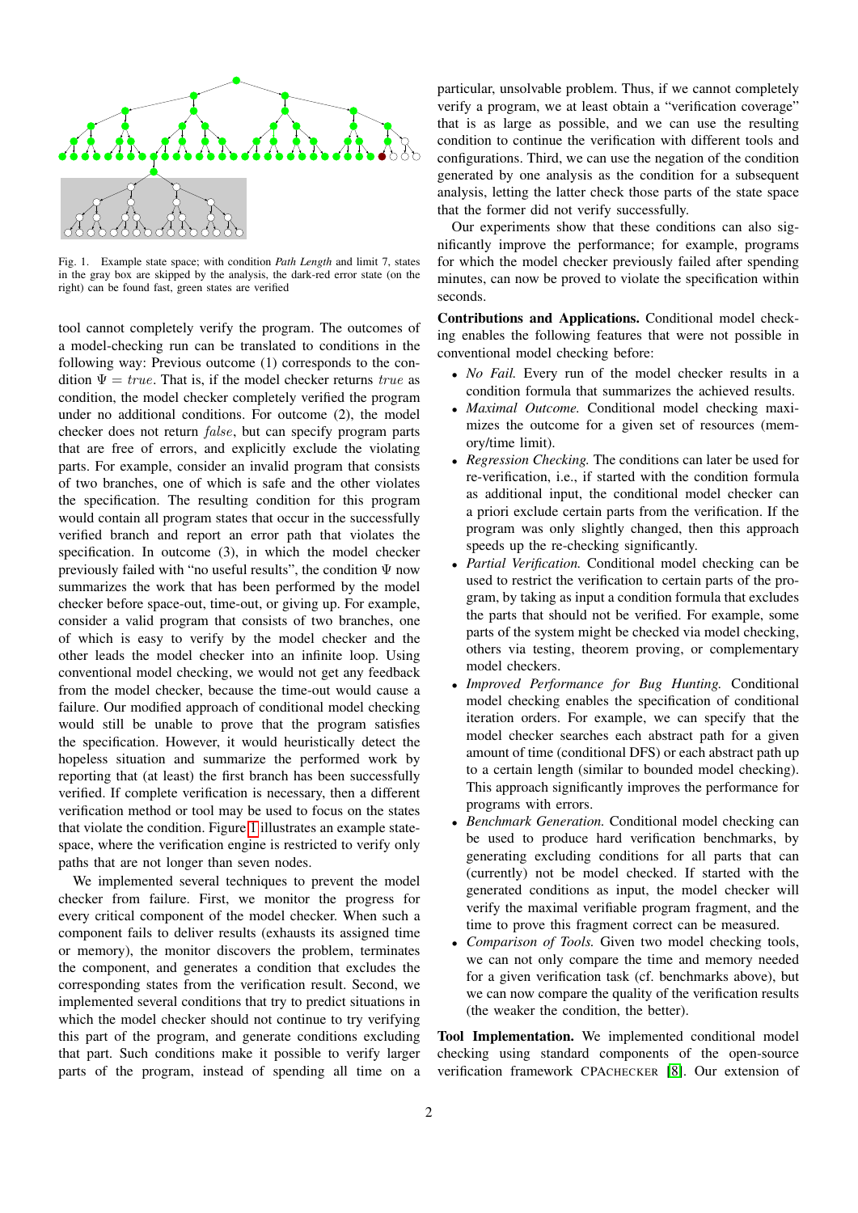Fig. 1. Example state space; with condition *Path Length* and limit 7, states in the gray box are skipped by the analysis, the dark-red error state (on the right) can be found fast, green states are verified

tool cannot completely verify the program. The outcomes of a model-checking run can be translated to conditions in the following way: Previous outcome (1) corresponds to the condition $\Psi = true$. That is, if the model checker returns $true$ as condition, the model checker completely verified the program under no additional conditions. For outcome (2), the model checker does not return $false$, but can specify program parts that are free of errors, and explicitly exclude the violating parts. For example, consider an invalid program that consists of two branches, one of which is safe and the other violates the specification. The resulting condition for this program would contain all program states that occur in the successfully verified branch and report an error path that violates the specification. In outcome (3), in which the model checker previously failed with "no useful results", the condition $\Psi$ now summarizes the work that has been performed by the model checker before space-out, time-out, or giving up. For example, consider a valid program that consists of two branches, one of which is easy to verify by the model checker and the other leads the model checker into an infinite loop. Using conventional model checking, we would not get any feedback from the model checker, because the time-out would cause a failure. Our modified approach of conditional model checking would still be unable to prove that the program satisfies the specification. However, it would heuristically detect the hopeless situation and summarize the performed work by reporting that (at least) the first branch has been successfully verified. If complete verification is necessary, then a different verification method or tool may be used to focus on the states that violate the condition. Figure 1 illustrates an example state-space, where the verification engine is restricted to verify only paths that are not longer than seven nodes.

We implemented several techniques to prevent the model checker from failure. First, we monitor the progress for every critical component of the model checker. When such a component fails to deliver results (exhausts its assigned time or memory), the monitor discovers the problem, terminates the component, and generates a condition that excludes the corresponding states from the verification result. Second, we implemented several conditions that try to predict situations in which the model checker should not continue to try verifying this part of the program, and generate conditions excluding that part. Such conditions make it possible to verify larger parts of the program, instead of spending all time on a particular, unsolvable problem. Thus, if we cannot completely verify a program, we at least obtain a "verification coverage" that is as large as possible, and we can use the resulting condition to continue the verification with different tools and configurations. Third, we can use the negation of the condition generated by one analysis as the condition for a subsequent analysis, letting the latter check those parts of the state space that the former did not verify successfully.

Our experiments show that these conditions can also significantly improve the performance; for example, programs for which the model checker previously failed after spending minutes, can now be proved to violate the specification within seconds.

**Contributions and Applications.** Conditional model checking enables the following features that were not possible in conventional model checking before:

- *No Fail.* Every run of the model checker results in a condition formula that summarizes the achieved results.
- *Maximal Outcome.* Conditional model checking maximizes the outcome for a given set of resources (memory/time limit).
- *Regression Checking.* The conditions can later be used for re-verification, i.e., if started with the condition formula as additional input, the conditional model checker can a priori exclude certain parts from the verification. If the program was only slightly changed, then this approach speeds up the re-checking significantly.
- *Partial Verification.* Conditional model checking can be used to restrict the verification to certain parts of the program, by taking as input a condition formula that excludes the parts that should not be verified. For example, some parts of the system might be checked via model checking, others via testing, theorem proving, or complementary model checkers.
- *Improved Performance for Bug Hunting.* Conditional model checking enables the specification of conditional iteration orders. For example, we can specify that the model checker searches each abstract path for a given amount of time (conditional DFS) or each abstract path up to a certain length (similar to bounded model checking). This approach significantly improves the performance for programs with errors.
- *Benchmark Generation.* Conditional model checking can be used to produce hard verification benchmarks, by generating excluding conditions for all parts that can (currently) not be model checked. If started with the generated conditions as input, the model checker will verify the maximal verifiable program fragment, and the time to prove this fragment correct can be measured.
- *Comparison of Tools.* Given two model checking tools, we can not only compare the time and memory needed for a given verification task (cf. benchmarks above), but we can now compare the quality of the verification results (the weaker the condition, the better).

**Tool Implementation.** We implemented conditional model checking using standard components of the open-source verification framework CPACHECKER [8]. Our extension of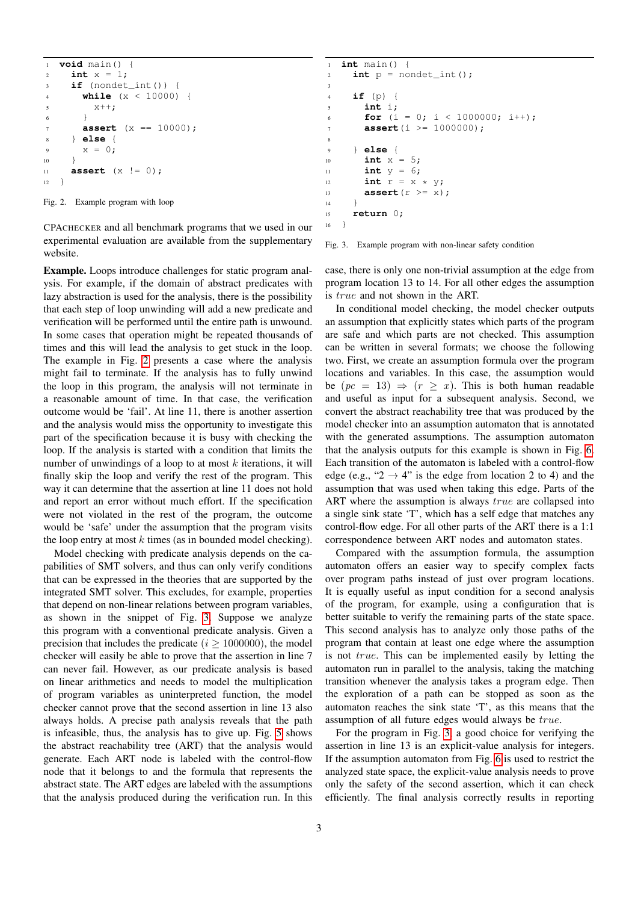```c
void main() {
  int x = 1;
  if (nondet_int()) {
    while (x < 10000) {
      x++;
    }
    assert (x == 10000);
  } else {
    x = 0;
  }
  assert (x != 0);
}
```

Fig. 2. Example program with loop

CPACHECKER and all benchmark programs that we used in our experimental evaluation are available from the supplementary website.

**Example.** Loops introduce challenges for static program analysis. For example, if the domain of abstract predicates with lazy abstraction is used for the analysis, there is the possibility that each step of loop unwinding will add a new predicate and verification will be performed until the entire path is unwound. In some cases that operation might be repeated thousands of times and this will lead the analysis to get stuck in the loop. The example in Fig. 2 presents a case where the analysis might fail to terminate. If the analysis has to fully unwind the loop in this program, the analysis will not terminate in a reasonable amount of time. In that case, the verification outcome would be 'fail'. At line 11, there is another assertion and the analysis would miss the opportunity to investigate this part of the specification because it is busy with checking the loop. If the analysis is started with a condition that limits the number of unwindings of a loop to at most $k$ iterations, it will finally skip the loop and verify the rest of the program. This way it can determine that the assertion at line 11 does not hold and report an error without much effort. If the specification were not violated in the rest of the program, the outcome would be 'safe' under the assumption that the program visits the loop entry at most $k$ times (as in bounded model checking).

Model checking with predicate analysis depends on the capabilities of SMT solvers, and thus can only verify conditions that can be expressed in the theories that are supported by the integrated SMT solver. This excludes, for example, properties that depend on non-linear relations between program variables, as shown in the snippet of Fig. 3. Suppose we analyze this program with a conventional predicate analysis. Given a precision that includes the predicate ($i \geq 1000000$), the model checker will easily be able to prove that the assertion in line 7 can never fail. However, as our predicate analysis is based on linear arithmetics and needs to model the multiplication of program variables as uninterpreted function, the model checker cannot prove that the second assertion in line 13 also always holds. A precise path analysis reveals that the path is infeasible, thus, the analysis has to give up. Fig. 5 shows the abstract reachability tree (ART) that the analysis would generate. Each ART node is labeled with the control-flow node that it belongs to and the formula that represents the abstract state. The ART edges are labeled with the assumptions that the analysis produced during the verification run. In this

```c
int main() {
  int p = nondet_int();

  if (p) {
    int i;
    for (i = 0; i < 1000000; i++);
    assert(i >= 1000000);

  } else {
    int x = 5;
    int y = 6;
    int r = x * y;
    assert(r >= x);
  }
  return 0;
}
```

Fig. 3. Example program with non-linear safety condition

case, there is only one non-trivial assumption at the edge from program location 13 to 14. For all other edges the assumption is *true* and not shown in the ART.

In conditional model checking, the model checker outputs an assumption that explicitly states which parts of the program are safe and which parts are not checked. This assumption can be written in several formats; we choose the following two. First, we create an assumption formula over the program locations and variables. In this case, the assumption would be $(pc = 13) \Rightarrow (r \geq x)$. This is both human readable and useful as input for a subsequent analysis. Second, we convert the abstract reachability tree that was produced by the model checker into an assumption automaton that is annotated with the generated assumptions. The assumption automaton that the analysis outputs for this example is shown in Fig. 6. Each transition of the automaton is labeled with a control-flow edge (e.g., "$2 \rightarrow 4$" is the edge from location 2 to 4) and the assumption that was used when taking this edge. Parts of the ART where the assumption is always *true* are collapsed into a single sink state '⊤', which has a self edge that matches any control-flow edge. For all other parts of the ART there is a 1:1 correspondence between ART nodes and automaton states.

Compared with the assumption formula, the assumption automaton offers an easier way to specify complex facts over program paths instead of just over program locations. It is equally useful as input condition for a second analysis of the program, for example, using a configuration that is better suitable to verify the remaining parts of the state space. This second analysis has to analyze only those paths of the program that contain at least one edge where the assumption is not *true*. This can be implemented easily by letting the automaton run in parallel to the analysis, taking the matching transition whenever the analysis takes a program edge. Then the exploration of a path can be stopped as soon as the automaton reaches the sink state '⊤', as this means that the assumption of all future edges would always be *true*.

For the program in Fig. 3, a good choice for verifying the assertion in line 13 is an explicit-value analysis for integers. If the assumption automaton from Fig. 6 is used to restrict the analyzed state space, the explicit-value analysis needs to prove only the safety of the second assertion, which it can check efficiently. The final analysis correctly results in reporting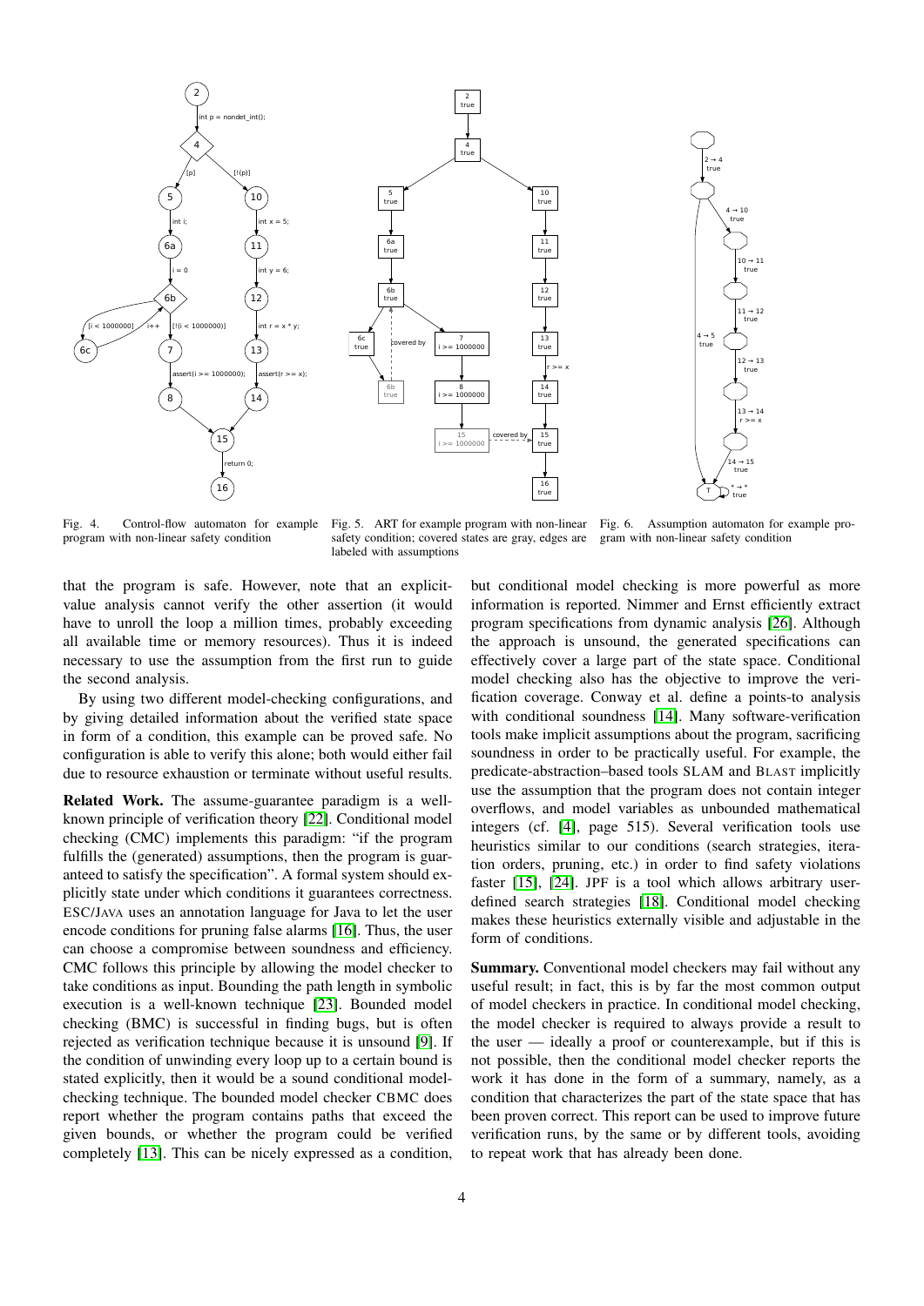Fig. 4. Control-flow automaton for example program with non-linear safety condition

Fig. 5. ART for example program with non-linear safety condition; covered states are gray, edges are labeled with assumptions

Fig. 6. Assumption automaton for example program with non-linear safety condition

that the program is safe. However, note that an explicit-value analysis cannot verify the other assertion (it would have to unroll the loop a million times, probably exceeding all available time or memory resources). Thus it is indeed necessary to use the assumption from the first run to guide the second analysis.

By using two different model-checking configurations, and by giving detailed information about the verified state space in form of a condition, this example can be proved safe. No configuration is able to verify this alone; both would either fail due to resource exhaustion or terminate without useful results.

**Related Work.** The assume-guarantee paradigm is a well-known principle of verification theory [22]. Conditional model checking (CMC) implements this paradigm: "if the program fulfills the (generated) assumptions, then the program is guaranteed to satisfy the specification". A formal system should explicitly state under which conditions it guarantees correctness. ESC/JAVA uses an annotation language for Java to let the user encode conditions for pruning false alarms [16]. Thus, the user can choose a compromise between soundness and efficiency. CMC follows this principle by allowing the model checker to take conditions as input. Bounding the path length in symbolic execution is a well-known technique [23]. Bounded model checking (BMC) is successful in finding bugs, but is often rejected as verification technique because it is unsound [9]. If the condition of unwinding every loop up to a certain bound is stated explicitly, then it would be a sound conditional model-checking technique. The bounded model checker CBMC does report whether the program contains paths that exceed the given bounds, or whether the program could be verified completely [13]. This can be nicely expressed as a condition, but conditional model checking is more powerful as more information is reported. Nimmer and Ernst efficiently extract program specifications from dynamic analysis [26]. Although the approach is unsound, the generated specifications can effectively cover a large part of the state space. Conditional model checking also has the objective to improve the verification coverage. Conway et al. define a points-to analysis with conditional soundness [14]. Many software-verification tools make implicit assumptions about the program, sacrificing soundness in order to be practically useful. For example, the predicate-abstraction–based tools SLAM and BLAST implicitly use the assumption that the program does not contain integer overflows, and model variables as unbounded mathematical integers (cf. [4], page 515). Several verification tools use heuristics similar to our conditions (search strategies, iteration orders, pruning, etc.) in order to find safety violations faster [15], [24]. JPF is a tool which allows arbitrary user-defined search strategies [18]. Conditional model checking makes these heuristics externally visible and adjustable in the form of conditions.

**Summary.** Conventional model checkers may fail without any useful result; in fact, this is by far the most common output of model checkers in practice. In conditional model checking, the model checker is required to always provide a result to the user — ideally a proof or counterexample, but if this is not possible, then the conditional model checker reports the work it has done in the form of a summary, namely, as a condition that characterizes the part of the state space that has been proven correct. This report can be used to improve future verification runs, by the same or by different tools, avoiding to repeat work that has already been done.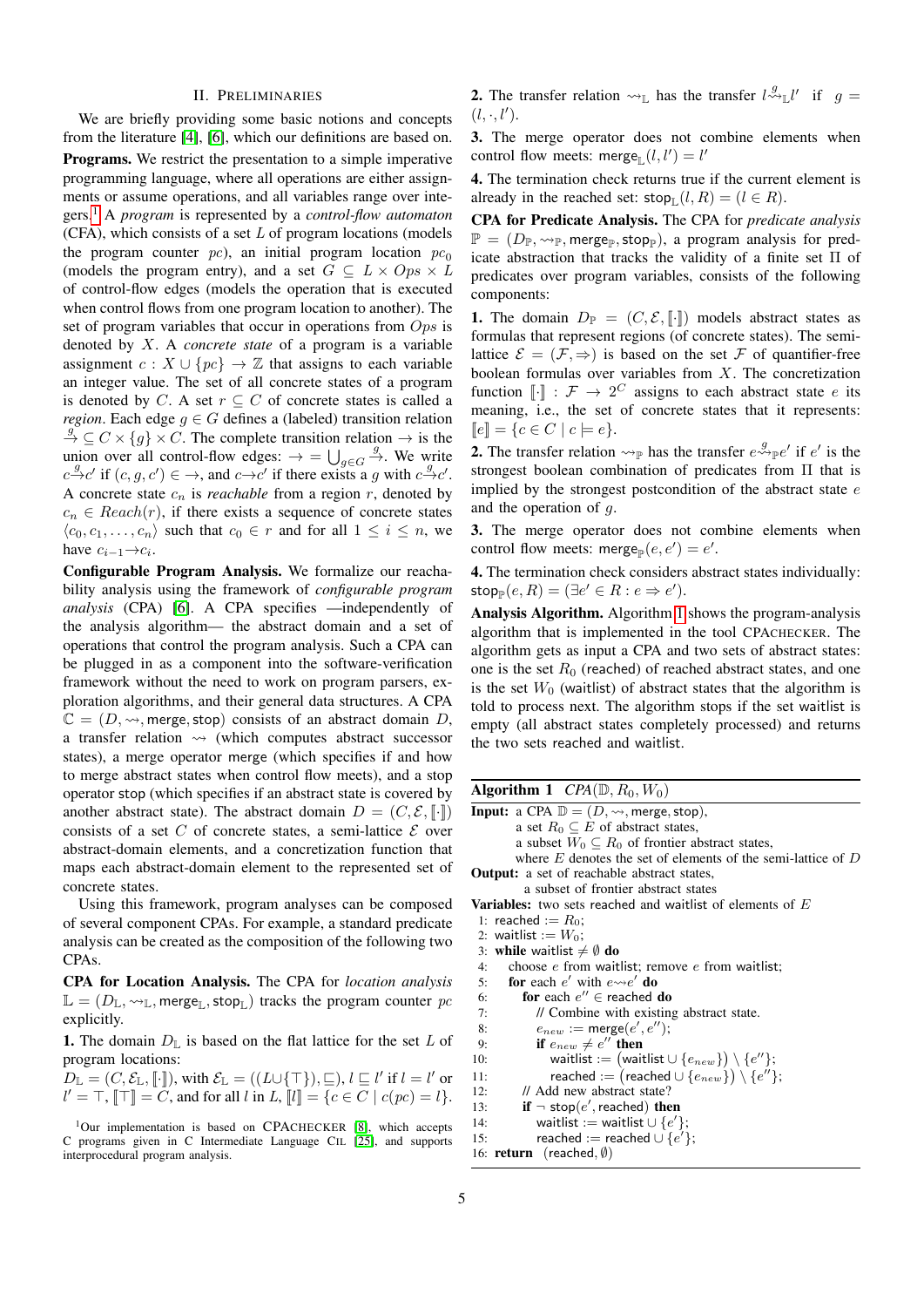## II. PRELIMINARIES

We are briefly providing some basic notions and concepts from the literature [4], [6], which our definitions are based on.

**Programs.** We restrict the presentation to a simple imperative programming language, where all operations are either assignments or assume operations, and all variables range over integers.[1] A *program* is represented by a *control-flow automaton* (CFA), which consists of a set $L$ of program locations (models the program counter $pc$), an initial program location $pc_0$ (models the program entry), and a set $G \subseteq L \times Ops \times L$ of control-flow edges (models the operation that is executed when control flows from one program location to another). The set of program variables that occur in operations from $Ops$ is denoted by $X$. A *concrete state* of a program is a variable assignment $c : X \cup \{pc\} \to \mathbb{Z}$ that assigns to each variable an integer value. The set of all concrete states of a program is denoted by $C$. A set $r \subseteq C$ of concrete states is called a *region*. Each edge $g \in G$ defines a (labeled) transition relation $\xrightarrow{g} \subseteq C \times \{g\} \times C$. The complete transition relation $\to$ is the union over all control-flow edges: $\to = \bigcup_{g \in G} \xrightarrow{g}$. We write $c \xrightarrow{g} c'$ if $(c, g, c') \in \to$, and $c \to c'$ if there exists a $g$ with $c \xrightarrow{g} c'$. A concrete state $c_n$ is *reachable* from a region $r$, denoted by $c_n \in Reach(r)$, if there exists a sequence of concrete states $\langle c_0, c_1, \ldots, c_n \rangle$ such that $c_0 \in r$ and for all $1 \leq i \leq n$, we have $c_{i-1} \to c_i$.

**Configurable Program Analysis.** We formalize our reachability analysis using the framework of *configurable program analysis* (CPA) [6]. A CPA specifies —independently of the analysis algorithm— the abstract domain and a set of operations that control the program analysis. Such a CPA can be plugged in as a component into the software-verification framework without the need to work on program parsers, exploration algorithms, and their general data structures. A CPA $\mathbb{C} = (D, \rightsquigarrow, \mathsf{merge}, \mathsf{stop})$ consists of an abstract domain $D$, a transfer relation $\rightsquigarrow$ (which computes abstract successor states), a merge operator merge (which specifies if and how to merge abstract states when control flow meets), and a stop operator stop (which specifies if an abstract state is covered by another abstract state). The abstract domain $D = (C, \mathcal{E}, [\![\cdot]\!])$ consists of a set $C$ of concrete states, a semi-lattice $\mathcal{E}$ over abstract-domain elements, and a concretization function that maps each abstract-domain element to the represented set of concrete states.

Using this framework, program analyses can be composed of several component CPAs. For example, a standard predicate analysis can be created as the composition of the following two CPAs.

**CPA for Location Analysis.** The CPA for *location analysis* $\mathbb{L} = (D_{\mathbb{L}}, \rightsquigarrow_{\mathbb{L}}, \mathsf{merge}_{\mathbb{L}}, \mathsf{stop}_{\mathbb{L}})$ tracks the program counter $pc$ explicitly.

**1.** The domain $D_{\mathbb{L}}$ is based on the flat lattice for the set $L$ of program locations:
$D_{\mathbb{L}} = (C, \mathcal{E}_{\mathbb{L}}, [\![\cdot]\!])$, with $\mathcal{E}_{\mathbb{L}} = ((L \cup \{\top\}), \sqsubseteq)$, $l \sqsubseteq l'$ if $l = l'$ or $l' = \top$, $[\![\top]\!] = C$, and for all $l$ in $L$, $[\![l]\!] = \{c \in C \mid c(pc) = l\}$.

**2.** The transfer relation $\rightsquigarrow_{\mathbb{L}}$ has the transfer $l \overset{g}{\rightsquigarrow}_{\mathbb{L}} l'$ if $g = (l, \cdot, l')$.

**3.** The merge operator does not combine elements when control flow meets: $\mathsf{merge}_{\mathbb{L}}(l, l') = l'$

**4.** The termination check returns true if the current element is already in the reached set: $\mathsf{stop}_{\mathbb{L}}(l, R) = (l \in R)$.

**CPA for Predicate Analysis.** The CPA for *predicate analysis* $\mathbb{P} = (D_{\mathbb{P}}, \rightsquigarrow_{\mathbb{P}}, \mathsf{merge}_{\mathbb{P}}, \mathsf{stop}_{\mathbb{P}})$, a program analysis for predicate abstraction that tracks the validity of a finite set $\Pi$ of predicates over program variables, consists of the following components:

**1.** The domain $D_{\mathbb{P}} = (C, \mathcal{E}, [\![\cdot]\!])$ models abstract states as formulas that represent regions (of concrete states). The semi-lattice $\mathcal{E} = (\mathcal{F}, \Rightarrow)$ is based on the set $\mathcal{F}$ of quantifier-free boolean formulas over variables from $X$. The concretization function $[\![\cdot]\!] : \mathcal{F} \to 2^C$ assigns to each abstract state $e$ its meaning, i.e., the set of concrete states that it represents: $[\![e]\!] = \{c \in C \mid c \models e\}$.

**2.** The transfer relation $\rightsquigarrow_{\mathbb{P}}$ has the transfer $e \overset{g}{\rightsquigarrow}_{\mathbb{P}} e'$ if $e'$ is the strongest boolean combination of predicates from $\Pi$ that is implied by the strongest postcondition of the abstract state $e$ and the operation of $g$.

**3.** The merge operator does not combine elements when control flow meets: $\mathsf{merge}_{\mathbb{P}}(e, e') = e'$.

**4.** The termination check considers abstract states individually: $\mathsf{stop}_{\mathbb{P}}(e, R) = (\exists e' \in R : e \Rightarrow e')$.

**Analysis Algorithm.** Algorithm 1 shows the program-analysis algorithm that is implemented in the tool CPACHECKER. The algorithm gets as input a CPA and two sets of abstract states: one is the set $R_0$ (reached) of reached abstract states, and one is the set $W_0$ (waitlist) of abstract states that the algorithm is told to process next. The algorithm stops if the set waitlist is empty (all abstract states completely processed) and returns the two sets reached and waitlist.

**Algorithm 1** $CPA(\mathbb{D}, R_0, W_0)$

**Input:** a CPA $\mathbb{D} = (D, \rightsquigarrow, \mathsf{merge}, \mathsf{stop})$,
a set $R_0 \subseteq E$ of abstract states,
a subset $W_0 \subseteq R_0$ of frontier abstract states,
where $E$ denotes the set of elements of the semi-lattice of $D$
**Output:** a set of reachable abstract states,
a subset of frontier abstract states
**Variables:** two sets reached and waitlist of elements of $E$

```
1:  reached := R_0;
2:  waitlist := W_0;
3:  while waitlist ≠ ∅ do
4:    choose e from waitlist; remove e from waitlist;
5:    for each e' with e ⇝ e' do
6:      for each e'' ∈ reached do
7:        // Combine with existing abstract state.
8:        e_new := merge(e', e'');
9:        if e_new ≠ e'' then
10:         waitlist := (waitlist ∪ {e_new}) \ {e''};
11:         reached := (reached ∪ {e_new}) \ {e''};
12:     // Add new abstract state?
13:     if ¬ stop(e', reached) then
14:       waitlist := waitlist ∪ {e'};
15:       reached := reached ∪ {e'};
16: return (reached, ∅)
```

[1] Our implementation is based on CPACHECKER [8], which accepts C programs given in C Intermediate Language CIL [25], and supports interprocedural program analysis.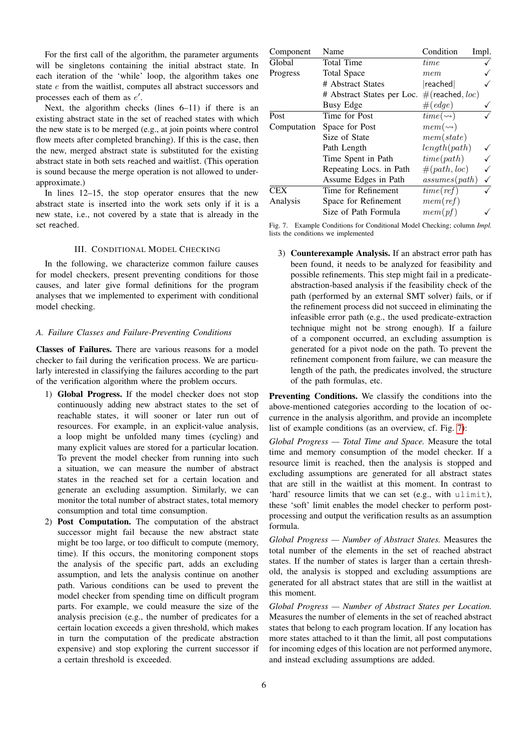For the first call of the algorithm, the parameter arguments will be singletons containing the initial abstract state. In each iteration of the 'while' loop, the algorithm takes one state $e$ from the waitlist, computes all abstract successors and processes each of them as $e'$.

Next, the algorithm checks (lines 6–11) if there is an existing abstract state in the set of reached states with which the new state is to be merged (e.g., at join points where control flow meets after completed branching). If this is the case, then the new, merged abstract state is substituted for the existing abstract state in both sets reached and waitlist. (This operation is sound because the merge operation is not allowed to under-approximate.)

In lines 12–15, the stop operator ensures that the new abstract state is inserted into the work sets only if it is a new state, i.e., not covered by a state that is already in the set reached.

## III. Conditional Model Checking

In the following, we characterize common failure causes for model checkers, present preventing conditions for those causes, and later give formal definitions for the program analyses that we implemented to experiment with conditional model checking.

### A. Failure Classes and Failure-Preventing Conditions

**Classes of Failures.** There are various reasons for a model checker to fail during the verification process. We are particularly interested in classifying the failures according to the part of the verification algorithm where the problem occurs.

1) **Global Progress.** If the model checker does not stop continuously adding new abstract states to the set of reachable states, it will sooner or later run out of resources. For example, in an explicit-value analysis, a loop might be unfolded many times (cycling) and many explicit values are stored for a particular location. To prevent the model checker from running into such a situation, we can measure the number of abstract states in the reached set for a certain location and generate an excluding assumption. Similarly, we can monitor the total number of abstract states, total memory consumption and total time consumption.
2) **Post Computation.** The computation of the abstract successor might fail because the new abstract state might be too large, or too difficult to compute (memory, time). If this occurs, the monitoring component stops the analysis of the specific part, adds an excluding assumption, and lets the analysis continue on another path. Various conditions can be used to prevent the model checker from spending time on difficult program parts. For example, we could measure the size of the analysis precision (e.g., the number of predicates for a certain location exceeds a given threshold, which makes in turn the computation of the predicate abstraction expensive) and stop exploring the current successor if a certain threshold is exceeded.
3) **Counterexample Analysis.** If an abstract error path has been found, it needs to be analyzed for feasibility and possible refinements. This step might fail in a predicate-abstraction-based analysis if the feasibility check of the path (performed by an external SMT solver) fails, or if the refinement process did not succeed in eliminating the infeasible error path (e.g., the used predicate-extraction technique might not be strong enough). If a failure of a component occurred, an excluding assumption is generated for a pivot node on the path. To prevent the refinement component from failure, we can measure the length of the path, the predicates involved, the structure of the path formulas, etc.

| Component | Name | Condition | Impl. |
|---|---|---|---|
| Global Progress | Total Time | $time$ | ✓ |
| | Total Space | $mem$ | ✓ |
| | # Abstract States | $\vert\mathsf{reached}\vert$ | ✓ |
| | # Abstract States per Loc. | $\#(\mathsf{reached}, loc)$ | |
| | Busy Edge | $\#(edge)$ | ✓ |
| Post Computation | Time for Post | $time(\rightsquigarrow)$ | ✓ |
| | Space for Post | $mem(\rightsquigarrow)$ | |
| | Size of State | $mem(state)$ | |
| | Path Length | $length(path)$ | ✓ |
| | Time Spent in Path | $time(path)$ | ✓ |
| | Repeating Locs. in Path | $\#(path, loc)$ | ✓ |
| | Assume Edges in Path | $assumes(path)$ | ✓ |
| CEX Analysis | Time for Refinement | $time(ref)$ | ✓ |
| | Space for Refinement | $mem(ref)$ | |
| | Size of Path Formula | $mem(pf)$ | ✓ |

Fig. 7. Example Conditions for Conditional Model Checking; column *Impl.* lists the conditions we implemented

**Preventing Conditions.** We classify the conditions into the above-mentioned categories according to the location of occurrence in the analysis algorithm, and provide an incomplete list of example conditions (as an overview, cf. Fig. 7):

*Global Progress — Total Time and Space.* Measure the total time and memory consumption of the model checker. If a resource limit is reached, then the analysis is stopped and excluding assumptions are generated for all abstract states that are still in the waitlist at this moment. In contrast to 'hard' resource limits that we can set (e.g., with `ulimit`), these 'soft' limit enables the model checker to perform post-processing and output the verification results as an assumption formula.

*Global Progress — Number of Abstract States.* Measures the total number of the elements in the set of reached abstract states. If the number of states is larger than a certain threshold, the analysis is stopped and excluding assumptions are generated for all abstract states that are still in the waitlist at this moment.

*Global Progress — Number of Abstract States per Location.* Measures the number of elements in the set of reached abstract states that belong to each program location. If any location has more states attached to it than the limit, all post computations for incoming edges of this location are not performed anymore, and instead excluding assumptions are added.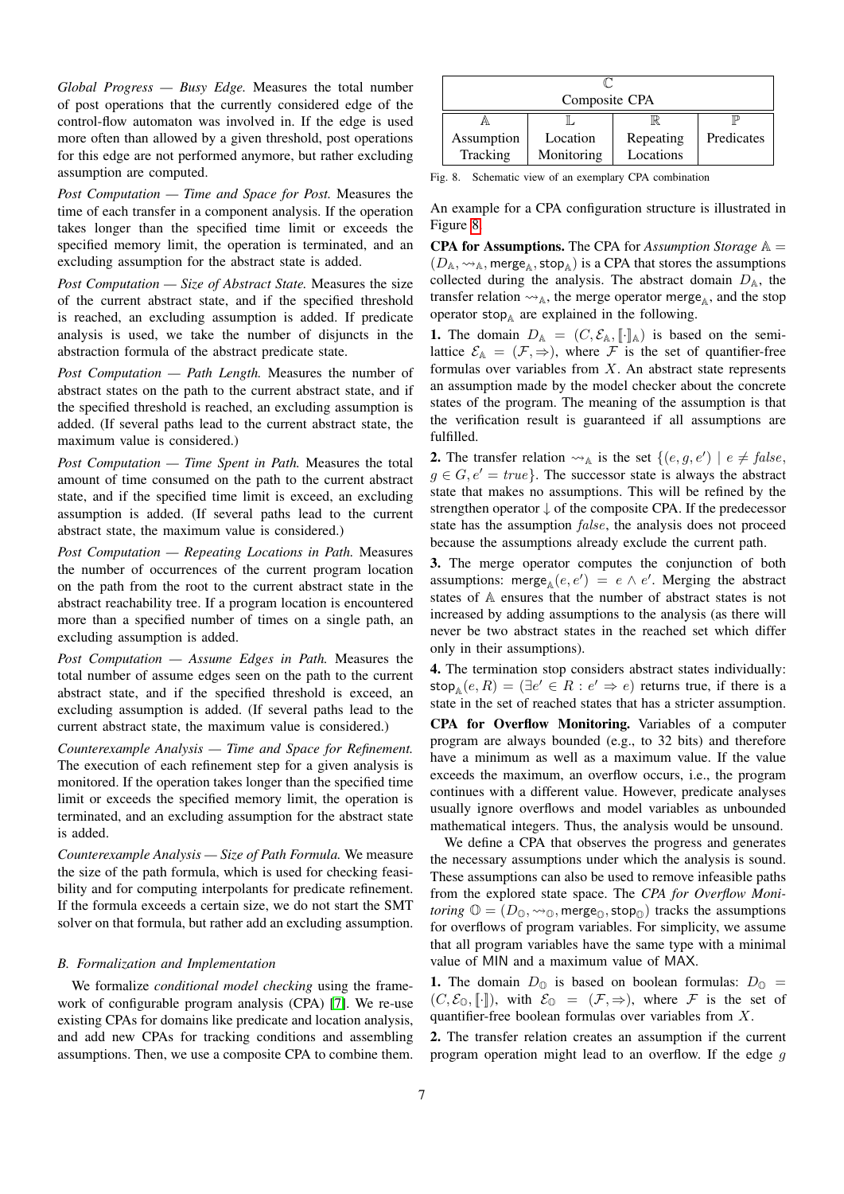*Global Progress — Busy Edge.* Measures the total number of post operations that the currently considered edge of the control-flow automaton was involved in. If the edge is used more often than allowed by a given threshold, post operations for this edge are not performed anymore, but rather excluding assumption are computed.

*Post Computation — Time and Space for Post.* Measures the time of each transfer in a component analysis. If the operation takes longer than the specified time limit or exceeds the specified memory limit, the operation is terminated, and an excluding assumption for the abstract state is added.

*Post Computation — Size of Abstract State.* Measures the size of the current abstract state, and if the specified threshold is reached, an excluding assumption is added. If predicate analysis is used, we take the number of disjuncts in the abstraction formula of the abstract predicate state.

*Post Computation — Path Length.* Measures the number of abstract states on the path to the current abstract state, and if the specified threshold is reached, an excluding assumption is added. (If several paths lead to the current abstract state, the maximum value is considered.)

*Post Computation — Time Spent in Path.* Measures the total amount of time consumed on the path to the current abstract state, and if the specified time limit is exceed, an excluding assumption is added. (If several paths lead to the current abstract state, the maximum value is considered.)

*Post Computation — Repeating Locations in Path.* Measures the number of occurrences of the current program location on the path from the root to the current abstract state in the abstract reachability tree. If a program location is encountered more than a specified number of times on a single path, an excluding assumption is added.

*Post Computation — Assume Edges in Path.* Measures the total number of assume edges seen on the path to the current abstract state, and if the specified threshold is exceed, an excluding assumption is added. (If several paths lead to the current abstract state, the maximum value is considered.)

*Counterexample Analysis — Time and Space for Refinement.* The execution of each refinement step for a given analysis is monitored. If the operation takes longer than the specified time limit or exceeds the specified memory limit, the operation is terminated, and an excluding assumption for the abstract state is added.

*Counterexample Analysis — Size of Path Formula.* We measure the size of the path formula, which is used for checking feasibility and for computing interpolants for predicate refinement. If the formula exceeds a certain size, we do not start the SMT solver on that formula, but rather add an excluding assumption.

### B. Formalization and Implementation

We formalize *conditional model checking* using the framework of configurable program analysis (CPA) [7]. We re-use existing CPAs for domains like predicate and location analysis, and add new CPAs for tracking conditions and assembling assumptions. Then, we use a composite CPA to combine them.

| $\mathbb{C}$ Composite CPA | | | |
|---|---|---|---|
| $\mathbb{A}$ Assumption Tracking | $\mathbb{L}$ Location Monitoring | $\mathbb{R}$ Repeating Locations | $\mathbb{P}$ Predicates |

Fig. 8. Schematic view of an exemplary CPA combination

An example for a CPA configuration structure is illustrated in Figure 8.

**CPA for Assumptions.** The CPA for *Assumption Storage* $\mathbb{A} = (D_{\mathbb{A}}, \rightsquigarrow_{\mathbb{A}}, \mathsf{merge}_{\mathbb{A}}, \mathsf{stop}_{\mathbb{A}})$ is a CPA that stores the assumptions collected during the analysis. The abstract domain $D_{\mathbb{A}}$, the transfer relation $\rightsquigarrow_{\mathbb{A}}$, the merge operator $\mathsf{merge}_{\mathbb{A}}$, and the stop operator $\mathsf{stop}_{\mathbb{A}}$ are explained in the following.

**1.** The domain $D_{\mathbb{A}} = (C, \mathcal{E}_{\mathbb{A}}, [\![\cdot]\!]_{\mathbb{A}})$ is based on the semi-lattice $\mathcal{E}_{\mathbb{A}} = (\mathcal{F}, \Rightarrow)$, where $\mathcal{F}$ is the set of quantifier-free formulas over variables from $X$. An abstract state represents an assumption made by the model checker about the concrete states of the program. The meaning of the assumption is that the verification result is guaranteed if all assumptions are fulfilled.

**2.** The transfer relation $\rightsquigarrow_{\mathbb{A}}$ is the set $\{(e, g, e') \mid e \neq \mathit{false}, g \in G, e' = \mathit{true}\}$. The successor state is always the abstract state that makes no assumptions. This will be refined by the strengthen operator $\downarrow$ of the composite CPA. If the predecessor state has the assumption $\mathit{false}$, the analysis does not proceed because the assumptions already exclude the current path.

**3.** The merge operator computes the conjunction of both assumptions: $\mathsf{merge}_{\mathbb{A}}(e, e') = e \wedge e'$. Merging the abstract states of $\mathbb{A}$ ensures that the number of abstract states is not increased by adding assumptions to the analysis (as there will never be two abstract states in the reached set which differ only in their assumptions).

**4.** The termination stop considers abstract states individually: $\mathsf{stop}_{\mathbb{A}}(e, R) = (\exists e' \in R : e' \Rightarrow e)$ returns true, if there is a state in the set of reached states that has a stricter assumption.

**CPA for Overflow Monitoring.** Variables of a computer program are always bounded (e.g., to 32 bits) and therefore have a minimum as well as a maximum value. If the value exceeds the maximum, an overflow occurs, i.e., the program continues with a different value. However, predicate analyses usually ignore overflows and model variables as unbounded mathematical integers. Thus, the analysis would be unsound.

We define a CPA that observes the progress and generates the necessary assumptions under which the analysis is sound. These assumptions can also be used to remove infeasible paths from the explored state space. The *CPA for Overflow Monitoring* $\mathbb{O} = (D_{\mathbb{O}}, \rightsquigarrow_{\mathbb{O}}, \mathsf{merge}_{\mathbb{O}}, \mathsf{stop}_{\mathbb{O}})$ tracks the assumptions for overflows of program variables. For simplicity, we assume that all program variables have the same type with a minimal value of MIN and a maximum value of MAX.

**1.** The domain $D_{\mathbb{O}}$ is based on boolean formulas: $D_{\mathbb{O}} = (C, \mathcal{E}_{\mathbb{O}}, [\![\cdot]\!])$, with $\mathcal{E}_{\mathbb{O}} = (\mathcal{F}, \Rightarrow)$, where $\mathcal{F}$ is the set of quantifier-free boolean formulas over variables from $X$.

**2.** The transfer relation creates an assumption if the current program operation might lead to an overflow. If the edge $g$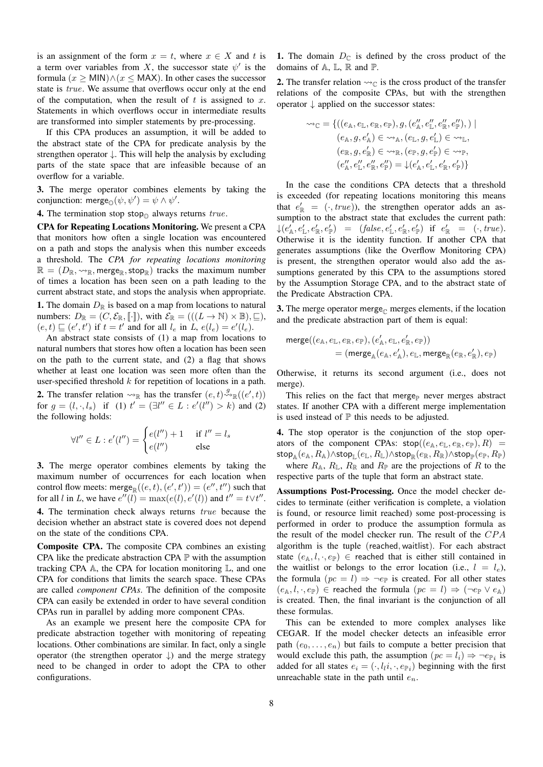is an assignment of the form $x = t$, where $x \in X$ and $t$ is a term over variables from $X$, the successor state $\psi'$ is the formula $(x \geq \mathsf{MIN}) \wedge (x \leq \mathsf{MAX})$. In other cases the successor state is $true$. We assume that overflows occur only at the end of the computation, when the result of $t$ is assigned to $x$. Statements in which overflows occur in intermediate results are transformed into simpler statements by pre-processing.

If this CPA produces an assumption, it will be added to the abstract state of the CPA for predicate analysis by the strengthen operator $\downarrow$. This will help the analysis by excluding parts of the state space that are infeasible because of an overflow for a variable.

**3.** The merge operator combines elements by taking the conjunction: $\mathsf{merge}_{\mathbb{O}}(\psi, \psi') = \psi \wedge \psi'$.

**4.** The termination stop $\mathsf{stop}_{\mathbb{O}}$ always returns $true$.

**CPA for Repeating Locations Monitoring.** We present a CPA that monitors how often a single location was encountered on a path and stops the analysis when this number exceeds a threshold. The *CPA for repeating locations monitoring* $\mathbb{R} = (D_{\mathbb{R}}, \rightsquigarrow_{\mathbb{R}}, \mathsf{merge}_{\mathbb{R}}, \mathsf{stop}_{\mathbb{R}})$ tracks the maximum number of times a location has been seen on a path leading to the current abstract state, and stops the analysis when appropriate.

**1.** The domain $D_{\mathbb{R}}$ is based on a map from locations to natural numbers: $D_{\mathbb{R}} = (C, \mathcal{E}_{\mathbb{R}}, [\![\cdot]\!])$, with $\mathcal{E}_{\mathbb{R}} = (((L \rightarrow \mathbb{N}) \times \mathbb{B}), \sqsubseteq)$, $(e, t) \sqsubseteq (e', t')$ if $t = t'$ and for all $l_e$ in $L$, $e(l_e) = e'(l_e)$.

An abstract state consists of (1) a map from locations to natural numbers that stores how often a location has been seen on the path to the current state, and (2) a flag that shows whether at least one location was seen more often than the user-specified threshold $k$ for repetition of locations in a path.

**2.** The transfer relation $\rightsquigarrow_{\mathbb{R}}$ has the transfer $(e, t) \overset{g}{\rightsquigarrow}_{\mathbb{R}}((e', t))$ for $g = (l, \cdot, l_s)$ if (1) $t' = (\exists l'' \in L : e'(l'') > k)$ and (2) the following holds:

$$\forall l'' \in L : e'(l'') = \begin{cases} e(l'') + 1 & \text{if } l'' = l_s \\ e(l'') & \text{else} \end{cases}$$

**3.** The merge operator combines elements by taking the maximum number of occurrences for each location when control flow meets: $\mathsf{merge}_{\mathbb{R}}((e, t), (e', t')) = (e'', t'')$ such that for all $l$ in $L$, we have $e''(l) = \max(e(l), e'(l))$ and $t'' = t \vee t''$.

**4.** The termination check always returns $true$ because the decision whether an abstract state is covered does not depend on the state of the conditions CPA.

**Composite CPA.** The composite CPA combines an existing CPA like the predicate abstraction CPA $\mathbb{P}$ with the assumption tracking CPA $\mathbb{A}$, the CPA for location monitoring $\mathbb{L}$, and one CPA for conditions that limits the search space. These CPAs are called *component CPAs*. The definition of the composite CPA can easily be extended in order to have several condition CPAs run in parallel by adding more component CPAs.

As an example we present here the composite CPA for predicate abstraction together with monitoring of repeating locations. Other combinations are similar. In fact, only a single operator (the strengthen operator $\downarrow$) and the merge strategy need to be changed in order to adopt the CPA to other configurations.

**1.** The domain $D_{\mathbb{C}}$ is defined by the cross product of the domains of $\mathbb{A}$, $\mathbb{L}$, $\mathbb{R}$ and $\mathbb{P}$.

**2.** The transfer relation $\rightsquigarrow_{\mathbb{C}}$ is the cross product of the transfer relations of the composite CPAs, but with the strengthen operator $\downarrow$ applied on the successor states:

$$\begin{aligned} \rightsquigarrow_{\mathbb{C}} = \{ &((e_{\mathbb{A}}, e_{\mathbb{L}}, e_{\mathbb{R}}, e_{\mathbb{P}}), g, (e''_{\mathbb{A}}, e''_{\mathbb{L}}, e''_{\mathbb{R}}, e''_{\mathbb{P}}),) \mid \\ &(e_{\mathbb{A}}, g, e'_{\mathbb{A}}) \in \rightsquigarrow_{\mathbb{A}}, (e_{\mathbb{L}}, g, e'_{\mathbb{L}}) \in \rightsquigarrow_{\mathbb{L}}, \\ &(e_{\mathbb{R}}, g, e'_{\mathbb{R}}) \in \rightsquigarrow_{\mathbb{R}}, (e_{\mathbb{P}}, g, e'_{\mathbb{P}}) \in \rightsquigarrow_{\mathbb{P}}, \\ &(e''_{\mathbb{A}}, e''_{\mathbb{L}}, e''_{\mathbb{R}}, e''_{\mathbb{P}}) = \downarrow(e'_{\mathbb{A}}, e'_{\mathbb{L}}, e'_{\mathbb{R}}, e'_{\mathbb{P}}) \} \end{aligned}$$

In the case the conditions CPA detects that a threshold is exceeded (for repeating locations monitoring this means that $e'_{\mathbb{R}} = (\cdot, true)$), the strengthen operator adds an assumption to the abstract state that excludes the current path: $\downarrow(e'_{\mathbb{A}}, e'_{\mathbb{L}}, e'_{\mathbb{R}}, e'_{\mathbb{P}}) = (false, e'_{\mathbb{L}}, e'_{\mathbb{R}}, e'_{\mathbb{P}})$ if $e'_{\mathbb{R}} = (\cdot, true)$. Otherwise it is the identity function. If another CPA that generates assumptions (like the Overflow Monitoring CPA) is present, the strengthen operator would also add the assumptions generated by this CPA to the assumptions stored by the Assumption Storage CPA, and to the abstract state of the Predicate Abstraction CPA.

**3.** The merge operator $\mathsf{merge}_{\mathbb{C}}$ merges elements, if the location and the predicate abstraction part of them is equal:

$$\begin{aligned} &\mathsf{merge}((e_{\mathbb{A}}, e_{\mathbb{L}}, e_{\mathbb{R}}, e_{\mathbb{P}}), (e'_{\mathbb{A}}, e_{\mathbb{L}}, e'_{\mathbb{R}}, e_{\mathbb{P}})) \\ &\qquad = (\mathsf{merge}_{\mathbb{A}}(e_{\mathbb{A}}, e'_{\mathbb{A}}), e_{\mathbb{L}}, \mathsf{merge}_{\mathbb{R}}(e_{\mathbb{R}}, e'_{\mathbb{R}}), e_{\mathbb{P}}) \end{aligned}$$

Otherwise, it returns its second argument (i.e., does not merge).

This relies on the fact that $\mathsf{merge}_{\mathbb{P}}$ never merges abstract states. If another CPA with a different merge implementation is used instead of $\mathbb{P}$ this needs to be adjusted.

**4.** The stop operator is the conjunction of the stop operators of the component CPAs: $\mathsf{stop}((e_{\mathbb{A}}, e_{\mathbb{L}}, e_{\mathbb{R}}, e_{\mathbb{P}}), R) = \mathsf{stop}_{\mathbb{A}}(e_{\mathbb{A}}, R_{\mathbb{A}}) \wedge \mathsf{stop}_{\mathbb{L}}(e_{\mathbb{L}}, R_{\mathbb{L}}) \wedge \mathsf{stop}_{\mathbb{R}}(e_{\mathbb{R}}, R_{\mathbb{R}}) \wedge \mathsf{stop}_{\mathbb{P}}(e_{\mathbb{P}}, R_{\mathbb{P}})$

where $R_{\mathbb{A}}$, $R_{\mathbb{L}}$, $R_{\mathbb{R}}$ and $R_{\mathbb{P}}$ are the projections of $R$ to the respective parts of the tuple that form an abstract state.

**Assumptions Post-Processing.** Once the model checker decides to terminate (either verification is complete, a violation is found, or resource limit reached) some post-processing is performed in order to produce the assumption formula as the result of the model checker run. The result of the $CPA$ algorithm is the tuple $(\mathsf{reached}, \mathsf{waitlist})$. For each abstract state $(e_{\mathbb{A}}, l, \cdot, e_{\mathbb{P}}) \in \mathsf{reached}$ that is either still contained in the waitlist or belongs to the error location (i.e., $l = l_e$), the formula $(pc = l) \Rightarrow \neg e_{\mathbb{P}}$ is created. For all other states $(e_{\mathbb{A}}, l, \cdot, e_{\mathbb{P}}) \in \mathsf{reached}$ the formula $(pc = l) \Rightarrow (\neg e_{\mathbb{P}} \vee e_{\mathbb{A}})$ is created. Then, the final invariant is the conjunction of all these formulas.

This can be extended to more complex analyses like CEGAR. If the model checker detects an infeasible error path $(e_0, \ldots, e_n)$ but fails to compute a better precision that would exclude this path, the assumption $(pc = l_i) \Rightarrow \neg e_{\mathbb{P}_i}$ is added for all states $e_i = (\cdot, l_l i, \cdot, e_{\mathbb{P}_i})$ beginning with the first unreachable state in the path until $e_n$.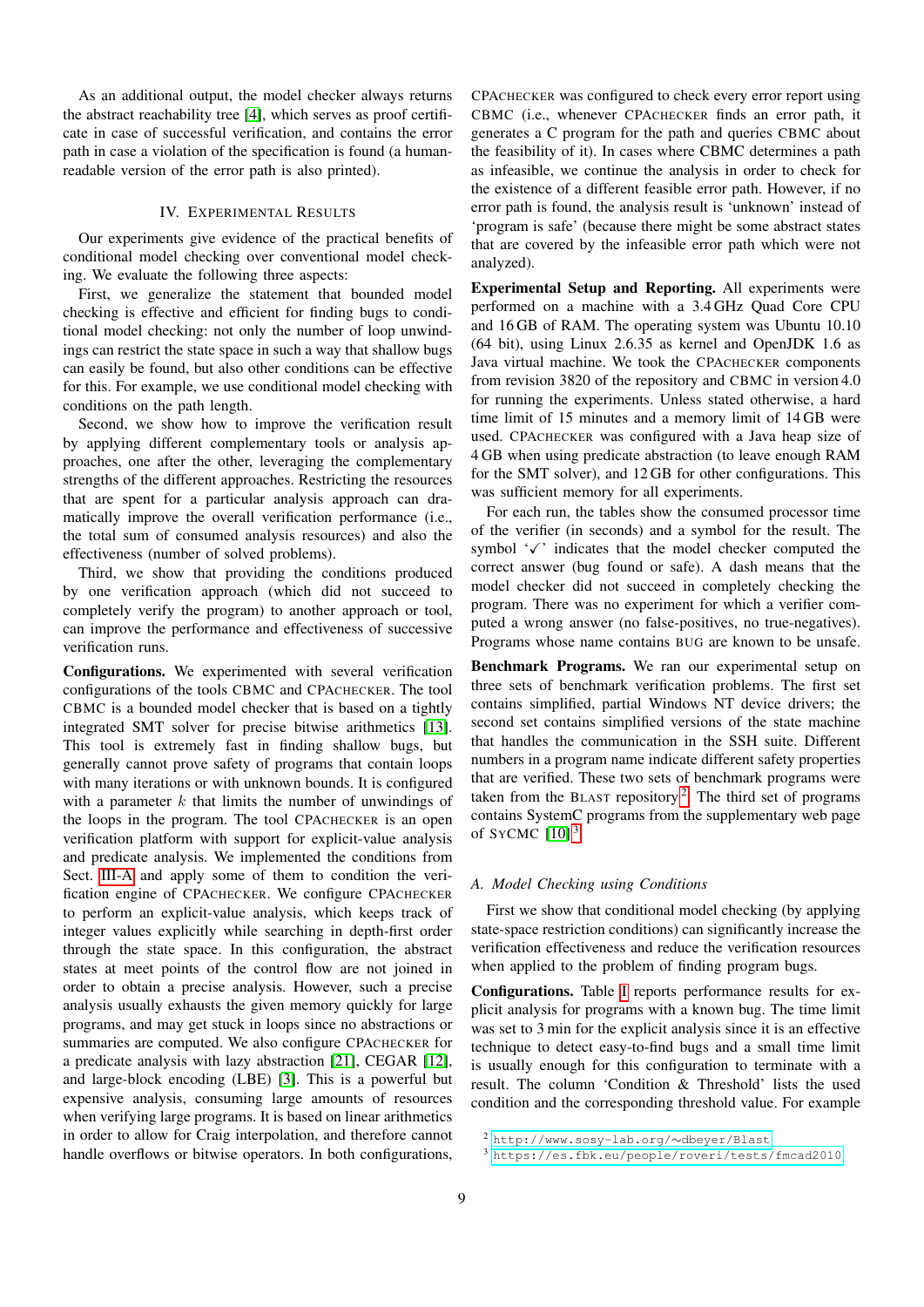As an additional output, the model checker always returns the abstract reachability tree [4], which serves as proof certificate in case of successful verification, and contains the error path in case a violation of the specification is found (a human-readable version of the error path is also printed).

## IV. Experimental Results

Our experiments give evidence of the practical benefits of conditional model checking over conventional model checking. We evaluate the following three aspects:

First, we generalize the statement that bounded model checking is effective and efficient for finding bugs to conditional model checking: not only the number of loop unwindings can restrict the state space in such a way that shallow bugs can easily be found, but also other conditions can be effective for this. For example, we use conditional model checking with conditions on the path length.

Second, we show how to improve the verification result by applying different complementary tools or analysis approaches, one after the other, leveraging the complementary strengths of the different approaches. Restricting the resources that are spent for a particular analysis approach can dramatically improve the overall verification performance (i.e., the total sum of consumed analysis resources) and also the effectiveness (number of solved problems).

Third, we show that providing the conditions produced by one verification approach (which did not succeed to completely verify the program) to another approach or tool, can improve the performance and effectiveness of successive verification runs.

**Configurations.** We experimented with several verification configurations of the tools CBMC and CPAchecker. The tool CBMC is a bounded model checker that is based on a tightly integrated SMT solver for precise bitwise arithmetics [13]. This tool is extremely fast in finding shallow bugs, but generally cannot prove safety of programs that contain loops with many iterations or with unknown bounds. It is configured with a parameter $k$ that limits the number of unwindings of the loops in the program. The tool CPAchecker is an open verification platform with support for explicit-value analysis and predicate analysis. We implemented the conditions from Sect. III-A and apply some of them to condition the verification engine of CPAchecker. We configure CPAchecker to perform an explicit-value analysis, which keeps track of integer values explicitly while searching in depth-first order through the state space. In this configuration, the abstract states at meet points of the control flow are not joined in order to obtain a precise analysis. However, such a precise analysis usually exhausts the given memory quickly for large programs, and may get stuck in loops since no abstractions or summaries are computed. We also configure CPAchecker for a predicate analysis with lazy abstraction [21], CEGAR [12], and large-block encoding (LBE) [3]. This is a powerful but expensive analysis, consuming large amounts of resources when verifying large programs. It is based on linear arithmetics in order to allow for Craig interpolation, and therefore cannot handle overflows or bitwise operators. In both configurations, CPAchecker was configured to check every error report using CBMC (i.e., whenever CPAchecker finds an error path, it generates a C program for the path and queries CBMC about the feasibility of it). In cases where CBMC determines a path as infeasible, we continue the analysis in order to check for the existence of a different feasible error path. However, if no error path is found, the analysis result is 'unknown' instead of 'program is safe' (because there might be some abstract states that are covered by the infeasible error path which were not analyzed).

**Experimental Setup and Reporting.** All experiments were performed on a machine with a 3.4 GHz Quad Core CPU and 16 GB of RAM. The operating system was Ubuntu 10.10 (64 bit), using Linux 2.6.35 as kernel and OpenJDK 1.6 as Java virtual machine. We took the CPAchecker components from revision 3820 of the repository and CBMC in version 4.0 for running the experiments. Unless stated otherwise, a hard time limit of 15 minutes and a memory limit of 14 GB were used. CPAchecker was configured with a Java heap size of 4 GB when using predicate abstraction (to leave enough RAM for the SMT solver), and 12 GB for other configurations. This was sufficient memory for all experiments.

For each run, the tables show the consumed processor time of the verifier (in seconds) and a symbol for the result. The symbol '✓' indicates that the model checker computed the correct answer (bug found or safe). A dash means that the model checker did not succeed in completely checking the program. There was no experiment for which a verifier computed a wrong answer (no false-positives, no true-negatives). Programs whose name contains BUG are known to be unsafe.

**Benchmark Programs.** We ran our experimental setup on three sets of benchmark verification problems. The first set contains simplified, partial Windows NT device drivers; the second set contains simplified versions of the state machine that handles the communication in the SSH suite. Different numbers in a program name indicate different safety properties that are verified. These two sets of benchmark programs were taken from the Blast repository[2]. The third set of programs contains SystemC programs from the supplementary web page of SyCMC [10][3].

### A. Model Checking using Conditions

First we show that conditional model checking (by applying state-space restriction conditions) can significantly increase the verification effectiveness and reduce the verification resources when applied to the problem of finding program bugs.

**Configurations.** Table I reports performance results for explicit analysis for programs with a known bug. The time limit was set to 3 min for the explicit analysis since it is an effective technique to detect easy-to-find bugs and a small time limit is usually enough for this configuration to terminate with a result. The column 'Condition & Threshold' lists the used condition and the corresponding threshold value. For example

[2] http://www.sosy-lab.org/∼dbeyer/Blast

[3] https://es.fbk.eu/people/roveri/tests/fmcad2010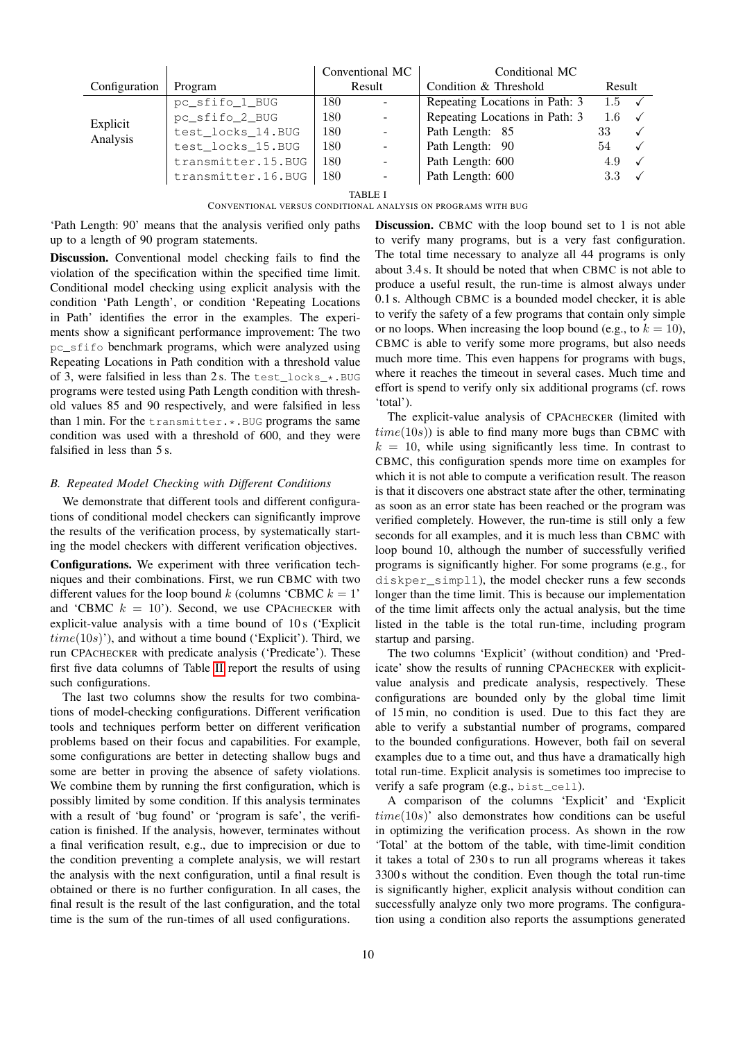| Configuration | Program | Conventional MC | | Conditional MC | | |
|---|---|---|---|---|---|---|
| | | Result | | Condition & Threshold | Result | |
| Explicit Analysis | pc_sfifo_1_BUG | 180 | - | Repeating Locations in Path: 3 | 1.5 | ✓ |
| | pc_sfifo_2_BUG | 180 | - | Repeating Locations in Path: 3 | 1.6 | ✓ |
| | test_locks_14.BUG | 180 | - | Path Length: 85 | 33 | ✓ |
| | test_locks_15.BUG | 180 | - | Path Length: 90 | 54 | ✓ |
| | transmitter.15.BUG | 180 | - | Path Length: 600 | 4.9 | ✓ |
| | transmitter.16.BUG | 180 | - | Path Length: 600 | 3.3 | ✓ |

TABLE I
CONVENTIONAL VERSUS CONDITIONAL ANALYSIS ON PROGRAMS WITH BUG

'Path Length: 90' means that the analysis verified only paths up to a length of 90 program statements.

**Discussion.** Conventional model checking fails to find the violation of the specification within the specified time limit. Conditional model checking using explicit analysis with the condition 'Path Length', or condition 'Repeating Locations in Path' identifies the error in the examples. The experiments show a significant performance improvement: The two pc_sfifo benchmark programs, which were analyzed using Repeating Locations in Path condition with a threshold value of 3, were falsified in less than 2 s. The test_locks_*.BUG programs were tested using Path Length condition with threshold values 85 and 90 respectively, and were falsified in less than 1 min. For the transmitter.*.BUG programs the same condition was used with a threshold of 600, and they were falsified in less than 5 s.

### B. Repeated Model Checking with Different Conditions

We demonstrate that different tools and different configurations of conditional model checkers can significantly improve the results of the verification process, by systematically starting the model checkers with different verification objectives.

**Configurations.** We experiment with three verification techniques and their combinations. First, we run CBMC with two different values for the loop bound $k$ (columns 'CBMC $k = 1$' and 'CBMC $k = 10$'). Second, we use CPACHECKER with explicit-value analysis with a time bound of 10 s ('Explicit $time(10s)$'), and without a time bound ('Explicit'). Third, we run CPACHECKER with predicate analysis ('Predicate'). These first five data columns of Table II report the results of using such configurations.

The last two columns show the results for two combinations of model-checking configurations. Different verification tools and techniques perform better on different verification problems based on their focus and capabilities. For example, some configurations are better in detecting shallow bugs and some are better in proving the absence of safety violations. We combine them by running the first configuration, which is possibly limited by some condition. If this analysis terminates with a result of 'bug found' or 'program is safe', the verification is finished. If the analysis, however, terminates without a final verification result, e.g., due to imprecision or due to the condition preventing a complete analysis, we will restart the analysis with the next configuration, until a final result is obtained or there is no further configuration. In all cases, the final result is the result of the last configuration, and the total time is the sum of the run-times of all used configurations.

**Discussion.** CBMC with the loop bound set to 1 is not able to verify many programs, but is a very fast configuration. The total time necessary to analyze all 44 programs is only about 3.4 s. It should be noted that when CBMC is not able to produce a useful result, the run-time is almost always under 0.1 s. Although CBMC is a bounded model checker, it is able to verify the safety of a few programs that contain only simple or no loops. When increasing the loop bound (e.g., to $k = 10$), CBMC is able to verify some more programs, but also needs much more time. This even happens for programs with bugs, where it reaches the timeout in several cases. Much time and effort is spend to verify only six additional programs (cf. rows 'total').

The explicit-value analysis of CPACHECKER (limited with $time(10s)$) is able to find many more bugs than CBMC with $k = 10$, while using significantly less time. In contrast to CBMC, this configuration spends more time on examples for which it is not able to compute a verification result. The reason is that it discovers one abstract state after the other, terminating as soon as an error state has been reached or the program was verified completely. However, the run-time is still only a few seconds for all examples, and it is much less than CBMC with loop bound 10, although the number of successfully verified programs is significantly higher. For some programs (e.g., for diskper_simpl1), the model checker runs a few seconds longer than the time limit. This is because our implementation of the time limit affects only the actual analysis, but the time listed in the table is the total run-time, including program startup and parsing.

The two columns 'Explicit' (without condition) and 'Predicate' show the results of running CPACHECKER with explicit-value analysis and predicate analysis, respectively. These configurations are bounded only by the global time limit of 15 min, no condition is used. Due to this fact they are able to verify a substantial number of programs, compared to the bounded configurations. However, both fail on several examples due to a time out, and thus have a dramatically high total run-time. Explicit analysis is sometimes too imprecise to verify a safe program (e.g., bist_cell).

A comparison of the columns 'Explicit' and 'Explicit $time(10s)$' also demonstrates how conditions can be useful in optimizing the verification process. As shown in the row 'Total' at the bottom of the table, with time-limit condition it takes a total of 230 s to run all programs whereas it takes 3300 s without the condition. Even though the total run-time is significantly higher, explicit analysis without condition can successfully analyze only two more programs. The configuration using a condition also reports the assumptions generated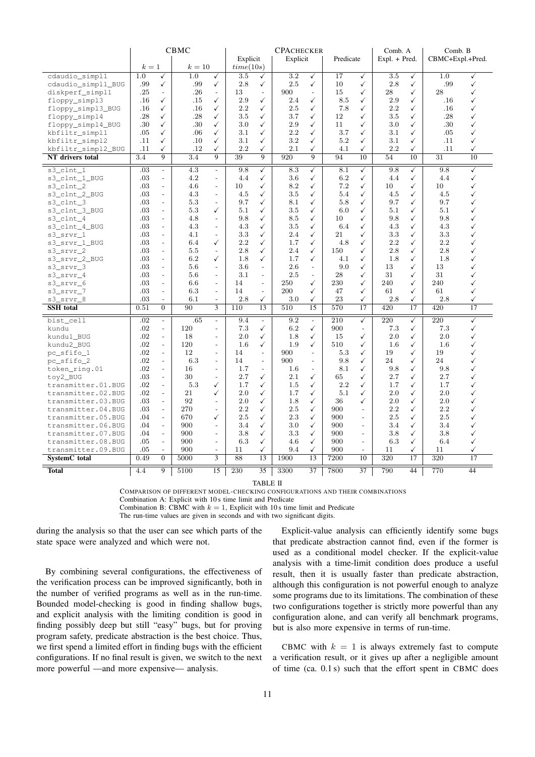| | CBMC | | | | CPAchecker | | | | | | Comb. A | | Comb. B | |
|---|---|---|---|---|---|---|---|---|---|---|---|---|---|---|
| | | | | | Explicit | | Explicit | | Predicate | | Expl. + Pred. | | CBMC+Expl.+Pred. | |
| | $k=1$ | | $k=10$ | | $time(10s)$ | | | | | | | | | |
| cdaudio_simpl1 | 1.0 | ✓ | 1.0 | ✓ | 3.5 | ✓ | 3.2 | ✓ | 17 | ✓ | 3.5 | ✓ | 1.0 | ✓ |
| cdaudio_simpl1_BUG | .99 | ✓ | .99 | ✓ | 2.8 | ✓ | 2.5 | ✓ | 10 | ✓ | 2.8 | ✓ | .99 | ✓ |
| diskperf_simpl1 | .25 | - | .26 | - | 13 | - | 900 | - | 15 | ✓ | 28 | ✓ | 28 | ✓ |
| floppy_simpl3 | .16 | ✓ | .15 | ✓ | 2.9 | ✓ | 2.4 | ✓ | 8.5 | ✓ | 2.9 | ✓ | .16 | ✓ |
| floppy_simpl3_BUG | .16 | ✓ | .16 | ✓ | 2.2 | ✓ | 2.5 | ✓ | 7.8 | ✓ | 2.2 | ✓ | .16 | ✓ |
| floppy_simpl4 | .28 | ✓ | .28 | ✓ | 3.5 | ✓ | 3.7 | ✓ | 12 | ✓ | 3.5 | ✓ | .28 | ✓ |
| floppy_simpl4_BUG | .30 | ✓ | .30 | ✓ | 3.0 | ✓ | 2.9 | ✓ | 11 | ✓ | 3.0 | ✓ | .30 | ✓ |
| kbfiltr_simpl1 | .05 | ✓ | .06 | ✓ | 3.1 | ✓ | 2.2 | ✓ | 3.7 | ✓ | 3.1 | ✓ | .05 | ✓ |
| kbfiltr_simpl2 | .11 | ✓ | .10 | ✓ | 3.1 | ✓ | 3.2 | ✓ | 5.2 | ✓ | 3.1 | ✓ | .11 | ✓ |
| kbfiltr_simpl2_BUG | .11 | ✓ | .12 | ✓ | 2.2 | ✓ | 2.1 | ✓ | 4.1 | ✓ | 2.2 | ✓ | .11 | ✓ |
| **NT drivers total** | 3.4 | 9 | 3.4 | 9 | 39 | 9 | 920 | 9 | 94 | 10 | 54 | 10 | 31 | 10 |
| s3_clnt_1 | .03 | - | 4.3 | - | 9.8 | ✓ | 8.3 | ✓ | 8.1 | ✓ | 9.8 | ✓ | 9.8 | ✓ |
| s3_clnt_1_BUG | .03 | - | 4.2 | - | 4.4 | ✓ | 3.6 | ✓ | 6.2 | ✓ | 4.4 | ✓ | 4.4 | ✓ |
| s3_clnt_2 | .03 | - | 4.6 | - | 10 | ✓ | 8.2 | ✓ | 7.2 | ✓ | 10 | ✓ | 10 | ✓ |
| s3_clnt_2_BUG | .03 | - | 4.3 | - | 4.5 | ✓ | 3.5 | ✓ | 5.4 | ✓ | 4.5 | ✓ | 4.5 | ✓ |
| s3_clnt_3 | .03 | - | 5.3 | - | 9.7 | ✓ | 8.1 | ✓ | 5.8 | ✓ | 9.7 | ✓ | 9.7 | ✓ |
| s3_clnt_3_BUG | .03 | - | 5.3 | ✓ | 5.1 | ✓ | 3.5 | ✓ | 6.0 | ✓ | 5.1 | ✓ | 5.1 | ✓ |
| s3_clnt_4 | .03 | - | 4.8 | - | 9.8 | ✓ | 8.5 | ✓ | 10 | ✓ | 9.8 | ✓ | 9.8 | ✓ |
| s3_clnt_4_BUG | .03 | - | 4.3 | - | 4.3 | ✓ | 3.5 | ✓ | 6.4 | ✓ | 4.3 | ✓ | 4.3 | ✓ |
| s3_srvr_1 | .03 | - | 4.1 | - | 3.3 | ✓ | 2.4 | ✓ | 21 | ✓ | 3.3 | ✓ | 3.3 | ✓ |
| s3_srvr_1_BUG | .03 | - | 6.4 | ✓ | 2.2 | ✓ | 1.7 | ✓ | 4.8 | ✓ | 2.2 | ✓ | 2.2 | ✓ |
| s3_srvr_2 | .03 | - | 5.5 | - | 2.8 | ✓ | 2.4 | ✓ | 150 | ✓ | 2.8 | ✓ | 2.8 | ✓ |
| s3_srvr_2_BUG | .03 | - | 6.2 | ✓ | 1.8 | ✓ | 1.7 | ✓ | 4.1 | ✓ | 1.8 | ✓ | 1.8 | ✓ |
| s3_srvr_3 | .03 | - | 5.6 | - | 3.6 | - | 2.6 | - | 9.0 | ✓ | 13 | ✓ | 13 | ✓ |
| s3_srvr_4 | .03 | - | 5.6 | - | 3.1 | - | 2.5 | - | 28 | ✓ | 31 | ✓ | 31 | ✓ |
| s3_srvr_6 | .03 | - | 6.6 | - | 14 | - | 250 | ✓ | 230 | ✓ | 240 | ✓ | 240 | ✓ |
| s3_srvr_7 | .03 | - | 6.3 | - | 14 | - | 200 | ✓ | 47 | ✓ | 61 | ✓ | 61 | ✓ |
| s3_srvr_8 | .03 | - | 6.1 | - | 2.8 | ✓ | 3.0 | ✓ | 23 | ✓ | 2.8 | ✓ | 2.8 | ✓ |
| **SSH total** | 0.51 | 0 | 90 | 3 | 110 | 13 | 510 | 15 | 570 | 17 | 420 | 17 | 420 | 17 |
| bist_cell | .02 | - | .65 | - | 9.4 | - | 9.2 | - | 210 | ✓ | 220 | ✓ | 220 | ✓ |
| kundu | .02 | - | 120 | - | 7.3 | ✓ | 6.2 | ✓ | 900 | - | 7.3 | ✓ | 7.3 | ✓ |
| kundu1_BUG | .02 | - | 18 | - | 2.0 | ✓ | 1.8 | ✓ | 15 | ✓ | 2.0 | ✓ | 2.0 | ✓ |
| kundu2_BUG | .02 | - | 120 | - | 1.6 | ✓ | 1.9 | ✓ | 510 | ✓ | 1.6 | ✓ | 1.6 | ✓ |
| pc_sfifo_1 | .02 | - | 12 | - | 14 | - | 900 | - | 5.3 | ✓ | 19 | ✓ | 19 | ✓ |
| pc_sfifo_2 | .02 | - | 6.3 | - | 14 | - | 900 | - | 9.8 | ✓ | 24 | ✓ | 24 | ✓ |
| token_ring.01 | .02 | - | 16 | - | 1.7 | - | 1.6 | - | 8.1 | ✓ | 9.8 | ✓ | 9.8 | ✓ |
| toy2_BUG | .03 | - | 30 | - | 2.7 | ✓ | 2.1 | ✓ | 65 | ✓ | 2.7 | ✓ | 2.7 | ✓ |
| transmitter.01.BUG | .02 | - | 5.3 | ✓ | 1.7 | ✓ | 1.5 | ✓ | 2.2 | ✓ | 1.7 | ✓ | 1.7 | ✓ |
| transmitter.02.BUG | .02 | - | 21 | ✓ | 2.0 | ✓ | 1.7 | ✓ | 5.1 | ✓ | 2.0 | ✓ | 2.0 | ✓ |
| transmitter.03.BUG | .03 | - | 92 | - | 2.0 | ✓ | 1.8 | ✓ | 36 | ✓ | 2.0 | ✓ | 2.0 | ✓ |
| transmitter.04.BUG | .03 | - | 270 | - | 2.2 | ✓ | 2.5 | ✓ | 900 | - | 2.2 | ✓ | 2.2 | ✓ |
| transmitter.05.BUG | .04 | - | 670 | ✓ | 2.5 | ✓ | 2.3 | ✓ | 900 | - | 2.5 | ✓ | 2.5 | ✓ |
| transmitter.06.BUG | .04 | - | 900 | - | 3.4 | ✓ | 3.0 | ✓ | 900 | - | 3.4 | ✓ | 3.4 | ✓ |
| transmitter.07.BUG | .04 | - | 900 | - | 3.8 | ✓ | 3.3 | ✓ | 900 | - | 3.8 | ✓ | 3.8 | ✓ |
| transmitter.08.BUG | .05 | - | 900 | - | 6.3 | ✓ | 4.6 | ✓ | 900 | - | 6.3 | ✓ | 6.4 | ✓ |
| transmitter.09.BUG | .05 | - | 900 | - | 11 | ✓ | 9.4 | ✓ | 900 | - | 11 | ✓ | 11 | ✓ |
| **SystemC total** | 0.49 | 0 | 5000 | 3 | 88 | 13 | 1900 | 13 | 7200 | 10 | 320 | 17 | 320 | 17 |
| **Total** | 4.4 | 9 | 5100 | 15 | 230 | 35 | 3300 | 37 | 7800 | 37 | 790 | 44 | 770 | 44 |

TABLE II

COMPARISON OF DIFFERENT MODEL-CHECKING CONFIGURATIONS AND THEIR COMBINATIONS
Combination A: Explicit with 10 s time limit and Predicate
Combination B: CBMC with $k = 1$, Explicit with 10 s time limit and Predicate
The run-time values are given in seconds and with two significant digits.

during the analysis so that the user can see which parts of the state space were analyzed and which were not.

By combining several configurations, the effectiveness of the verification process can be improved significantly, both in the number of verified programs as well as in the run-time. Bounded model-checking is good in finding shallow bugs, and explicit analysis with the limiting condition is good in finding possibly deep but still "easy" bugs, but for proving program safety, predicate abstraction is the best choice. Thus, we first spend a limited effort in finding bugs with the efficient configurations. If no final result is given, we switch to the next more powerful —and more expensive— analysis.

Explicit-value analysis can efficiently identify some bugs that predicate abstraction cannot find, even if the former is used as a conditional model checker. If the explicit-value analysis with a time-limit condition does produce a useful result, then it is usually faster than predicate abstraction, although this configuration is not powerful enough to analyze some programs due to its limitations. The combination of these two configurations together is strictly more powerful than any configuration alone, and can verify all benchmark programs, but is also more expensive in terms of run-time.

CBMC with $k = 1$ is always extremely fast to compute a verification result, or it gives up after a negligible amount of time (ca. 0.1 s) such that the effort spent in CBMC does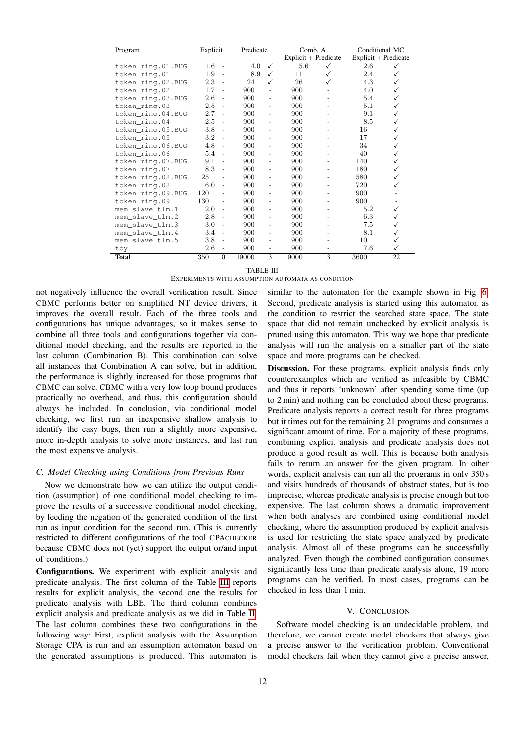| Program | Explicit | | Predicate | | Comb. A Explicit + Predicate | | Conditional MC Explicit + Predicate | |
|---|---|---|---|---|---|---|---|---|
| token_ring.01.BUG | 1.6 | - | 4.0 | ✓ | 5.6 | ✓ | 2.6 | ✓ |
| token_ring.01 | 1.9 | - | 8.9 | ✓ | 11 | ✓ | 2.4 | ✓ |
| token_ring.02.BUG | 2.3 | - | 24 | ✓ | 26 | ✓ | 4.3 | ✓ |
| token_ring.02 | 1.7 | - | 900 | - | 900 | - | 4.0 | ✓ |
| token_ring.03.BUG | 2.6 | - | 900 | - | 900 | - | 5.4 | ✓ |
| token_ring.03 | 2.5 | - | 900 | - | 900 | - | 5.1 | ✓ |
| token_ring.04.BUG | 2.7 | - | 900 | - | 900 | - | 9.1 | ✓ |
| token_ring.04 | 2.5 | - | 900 | - | 900 | - | 8.5 | ✓ |
| token_ring.05.BUG | 3.8 | - | 900 | - | 900 | - | 16 | ✓ |
| token_ring.05 | 3.2 | - | 900 | - | 900 | - | 17 | ✓ |
| token_ring.06.BUG | 4.8 | - | 900 | - | 900 | - | 34 | ✓ |
| token_ring.06 | 5.4 | - | 900 | - | 900 | - | 40 | ✓ |
| token_ring.07.BUG | 9.1 | - | 900 | - | 900 | - | 140 | ✓ |
| token_ring.07 | 8.3 | - | 900 | - | 900 | - | 180 | ✓ |
| token_ring.08.BUG | 25 | - | 900 | - | 900 | - | 580 | ✓ |
| token_ring.08 | 6.0 | - | 900 | - | 900 | - | 720 | ✓ |
| token_ring.09.BUG | 120 | - | 900 | - | 900 | - | 900 | - |
| token_ring.09 | 130 | - | 900 | - | 900 | - | 900 | - |
| mem_slave_tlm.1 | 2.0 | - | 900 | - | 900 | - | 5.2 | ✓ |
| mem_slave_tlm.2 | 2.8 | - | 900 | - | 900 | - | 6.3 | ✓ |
| mem_slave_tlm.3 | 3.0 | - | 900 | - | 900 | - | 7.5 | ✓ |
| mem_slave_tlm.4 | 3.4 | - | 900 | - | 900 | - | 8.1 | ✓ |
| mem_slave_tlm.5 | 3.8 | - | 900 | - | 900 | - | 10 | ✓ |
| toy | 2.6 | - | 900 | - | 900 | - | 7.6 | ✓ |
| **Total** | 350 | 0 | 19000 | 3 | 19000 | 3 | 3600 | 22 |

TABLE III
EXPERIMENTS WITH ASSUMPTION AUTOMATA AS CONDITION

not negatively influence the overall verification result. Since CBMC performs better on simplified NT device drivers, it improves the overall result. Each of the three tools and configurations has unique advantages, so it makes sense to combine all three tools and configurations together via conditional model checking, and the results are reported in the last column (Combination B). This combination can solve all instances that Combination A can solve, but in addition, the performance is slightly increased for those programs that CBMC can solve. CBMC with a very low loop bound produces practically no overhead, and thus, this configuration should always be included. In conclusion, via conditional model checking, we first run an inexpensive shallow analysis to identify the easy bugs, then run a slightly more expensive, more in-depth analysis to solve more instances, and last run the most expensive analysis.

### C. Model Checking using Conditions from Previous Runs

Now we demonstrate how we can utilize the output condition (assumption) of one conditional model checking to improve the results of a successive conditional model checking, by feeding the negation of the generated condition of the first run as input condition for the second run. (This is currently restricted to different configurations of the tool CPACHECKER because CBMC does not (yet) support the output or/and input of conditions.)

**Configurations.** We experiment with explicit analysis and predicate analysis. The first column of the Table III reports results for explicit analysis, the second one the results for predicate analysis with LBE. The third column combines explicit analysis and predicate analysis as we did in Table II. The last column combines these two configurations in the following way: First, explicit analysis with the Assumption Storage CPA is run and an assumption automaton based on the generated assumptions is produced. This automaton is similar to the automaton for the example shown in Fig. 6. Second, predicate analysis is started using this automaton as the condition to restrict the searched state space. The state space that did not remain unchecked by explicit analysis is pruned using this automaton. This way we hope that predicate analysis will run the analysis on a smaller part of the state space and more programs can be checked.

**Discussion.** For these programs, explicit analysis finds only counterexamples which are verified as infeasible by CBMC and thus it reports 'unknown' after spending some time (up to 2 min) and nothing can be concluded about these programs. Predicate analysis reports a correct result for three programs but it times out for the remaining 21 programs and consumes a significant amount of time. For a majority of these programs, combining explicit analysis and predicate analysis does not produce a good result as well. This is because both analysis fails to return an answer for the given program. In other words, explicit analysis can run all the programs in only 350 s and visits hundreds of thousands of abstract states, but is too imprecise, whereas predicate analysis is precise enough but too expensive. The last column shows a dramatic improvement when both analyses are combined using conditional model checking, where the assumption produced by explicit analysis is used for restricting the state space analyzed by predicate analysis. Almost all of these programs can be successfully analyzed. Even though the combined configuration consumes significantly less time than predicate analysis alone, 19 more programs can be verified. In most cases, programs can be checked in less than 1 min.

## V. CONCLUSION

Software model checking is an undecidable problem, and therefore, we cannot create model checkers that always give a precise answer to the verification problem. Conventional model checkers fail when they cannot give a precise answer,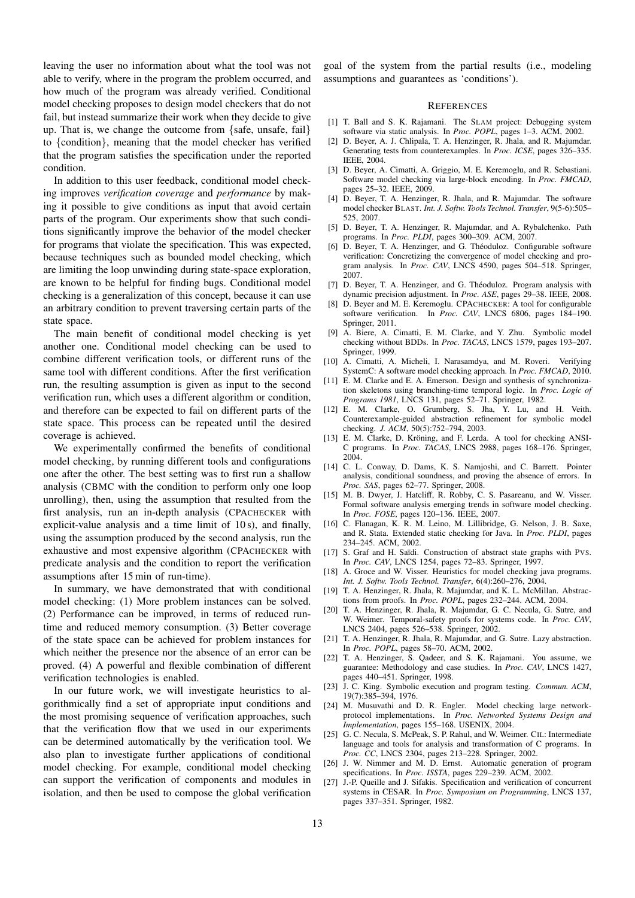leaving the user no information about what the tool was not able to verify, where in the program the problem occurred, and how much of the program was already verified. Conditional model checking proposes to design model checkers that do not fail, but instead summarize their work when they decide to give up. That is, we change the outcome from {safe, unsafe, fail} to {condition}, meaning that the model checker has verified that the program satisfies the specification under the reported condition.

In addition to this user feedback, conditional model checking improves *verification coverage* and *performance* by making it possible to give conditions as input that avoid certain parts of the program. Our experiments show that such conditions significantly improve the behavior of the model checker for programs that violate the specification. This was expected, because techniques such as bounded model checking, which are limiting the loop unwinding during state-space exploration, are known to be helpful for finding bugs. Conditional model checking is a generalization of this concept, because it can use an arbitrary condition to prevent traversing certain parts of the state space.

The main benefit of conditional model checking is yet another one. Conditional model checking can be used to combine different verification tools, or different runs of the same tool with different conditions. After the first verification run, the resulting assumption is given as input to the second verification run, which uses a different algorithm or condition, and therefore can be expected to fail on different parts of the state space. This process can be repeated until the desired coverage is achieved.

We experimentally confirmed the benefits of conditional model checking, by running different tools and configurations one after the other. The best setting was to first run a shallow analysis (CBMC with the condition to perform only one loop unrolling), then, using the assumption that resulted from the first analysis, run an in-depth analysis (CPACHECKER with explicit-value analysis and a time limit of 10 s), and finally, using the assumption produced by the second analysis, run the exhaustive and most expensive algorithm (CPACHECKER with predicate analysis and the condition to report the verification assumptions after 15 min of run-time).

In summary, we have demonstrated that with conditional model checking: (1) More problem instances can be solved. (2) Performance can be improved, in terms of reduced run-time and reduced memory consumption. (3) Better coverage of the state space can be achieved for problem instances for which neither the presence nor the absence of an error can be proved. (4) A powerful and flexible combination of different verification technologies is enabled.

In our future work, we will investigate heuristics to algorithmically find a set of appropriate input conditions and the most promising sequence of verification approaches, such that the verification flow that we used in our experiments can be determined automatically by the verification tool. We also plan to investigate further applications of conditional model checking. For example, conditional model checking can support the verification of components and modules in isolation, and then be used to compose the global verification goal of the system from the partial results (i.e., modeling assumptions and guarantees as 'conditions').

## References

[1] T. Ball and S. K. Rajamani. The SLAM project: Debugging system software via static analysis. In *Proc. POPL*, pages 1–3. ACM, 2002.

[2] D. Beyer, A. J. Chlipala, T. A. Henzinger, R. Jhala, and R. Majumdar. Generating tests from counterexamples. In *Proc. ICSE*, pages 326–335. IEEE, 2004.

[3] D. Beyer, A. Cimatti, A. Griggio, M. E. Keremoglu, and R. Sebastiani. Software model checking via large-block encoding. In *Proc. FMCAD*, pages 25–32. IEEE, 2009.

[4] D. Beyer, T. A. Henzinger, R. Jhala, and R. Majumdar. The software model checker BLAST. *Int. J. Softw. Tools Technol. Transfer*, 9(5-6):505–525, 2007.

[5] D. Beyer, T. A. Henzinger, R. Majumdar, and A. Rybalchenko. Path programs. In *Proc. PLDI*, pages 300–309. ACM, 2007.

[6] D. Beyer, T. A. Henzinger, and G. Théoduloz. Configurable software verification: Concretizing the convergence of model checking and program analysis. In *Proc. CAV*, LNCS 4590, pages 504–518. Springer, 2007.

[7] D. Beyer, T. A. Henzinger, and G. Théoduloz. Program analysis with dynamic precision adjustment. In *Proc. ASE*, pages 29–38. IEEE, 2008.

[8] D. Beyer and M. E. Keremoglu. CPACHECKER: A tool for configurable software verification. In *Proc. CAV*, LNCS 6806, pages 184–190. Springer, 2011.

[9] A. Biere, A. Cimatti, E. M. Clarke, and Y. Zhu. Symbolic model checking without BDDs. In *Proc. TACAS*, LNCS 1579, pages 193–207. Springer, 1999.

[10] A. Cimatti, A. Micheli, I. Narasamdya, and M. Roveri. Verifying SystemC: A software model checking approach. In *Proc. FMCAD*, 2010.

[11] E. M. Clarke and E. A. Emerson. Design and synthesis of synchronization skeletons using branching-time temporal logic. In *Proc. Logic of Programs 1981*, LNCS 131, pages 52–71. Springer, 1982.

[12] E. M. Clarke, O. Grumberg, S. Jha, Y. Lu, and H. Veith. Counterexample-guided abstraction refinement for symbolic model checking. *J. ACM*, 50(5):752–794, 2003.

[13] E. M. Clarke, D. Kröning, and F. Lerda. A tool for checking ANSI-C programs. In *Proc. TACAS*, LNCS 2988, pages 168–176. Springer, 2004.

[14] C. L. Conway, D. Dams, K. S. Namjoshi, and C. Barrett. Pointer analysis, conditional soundness, and proving the absence of errors. In *Proc. SAS*, pages 62–77. Springer, 2008.

[15] M. B. Dwyer, J. Hatcliff, R. Robby, C. S. Pasareanu, and W. Visser. Formal software analysis emerging trends in software model checking. In *Proc. FOSE*, pages 120–136. IEEE, 2007.

[16] C. Flanagan, K. R. M. Leino, M. Lillibridge, G. Nelson, J. B. Saxe, and R. Stata. Extended static checking for Java. In *Proc. PLDI*, pages 234–245. ACM, 2002.

[17] S. Graf and H. Saïdi. Construction of abstract state graphs with PVS. In *Proc. CAV*, LNCS 1254, pages 72–83. Springer, 1997.

[18] A. Groce and W. Visser. Heuristics for model checking java programs. *Int. J. Softw. Tools Technol. Transfer*, 6(4):260–276, 2004.

[19] T. A. Henzinger, R. Jhala, R. Majumdar, and K. L. McMillan. Abstractions from proofs. In *Proc. POPL*, pages 232–244. ACM, 2004.

[20] T. A. Henzinger, R. Jhala, R. Majumdar, G. C. Necula, G. Sutre, and W. Weimer. Temporal-safety proofs for systems code. In *Proc. CAV*, LNCS 2404, pages 526–538. Springer, 2002.

[21] T. A. Henzinger, R. Jhala, R. Majumdar, and G. Sutre. Lazy abstraction. In *Proc. POPL*, pages 58–70. ACM, 2002.

[22] T. A. Henzinger, S. Qadeer, and S. K. Rajamani. You assume, we guarantee: Methodology and case studies. In *Proc. CAV*, LNCS 1427, pages 440–451. Springer, 1998.

[23] J. C. King. Symbolic execution and program testing. *Commun. ACM*, 19(7):385–394, 1976.

[24] M. Musuvathi and D. R. Engler. Model checking large network-protocol implementations. In *Proc. Networked Systems Design and Implementation*, pages 155–168. USENIX, 2004.

[25] G. C. Necula, S. McPeak, S. P. Rahul, and W. Weimer. CIL: Intermediate language and tools for analysis and transformation of C programs. In *Proc. CC*, LNCS 2304, pages 213–228. Springer, 2002.

[26] J. W. Nimmer and M. D. Ernst. Automatic generation of program specifications. In *Proc. ISSTA*, pages 229–239. ACM, 2002.

[27] J.-P. Queille and J. Sifakis. Specification and verification of concurrent systems in CESAR. In *Proc. Symposium on Programming*, LNCS 137, pages 337–351. Springer, 1982.